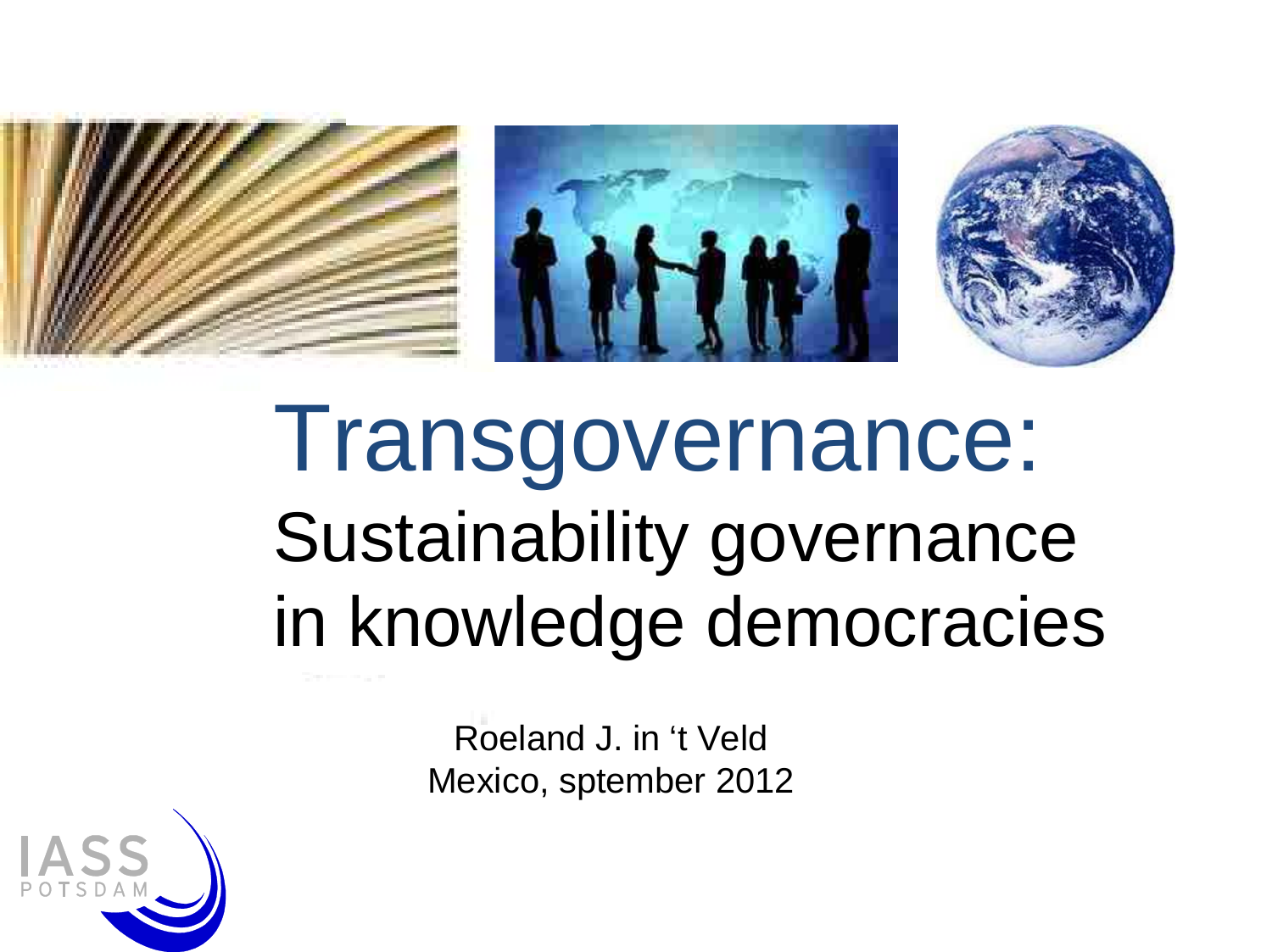# Transgovernance:

## Sustainability governance in knowledge democracies

Roeland J. in 't Veld
Mexico, sptember 2012

IASS POTSDAM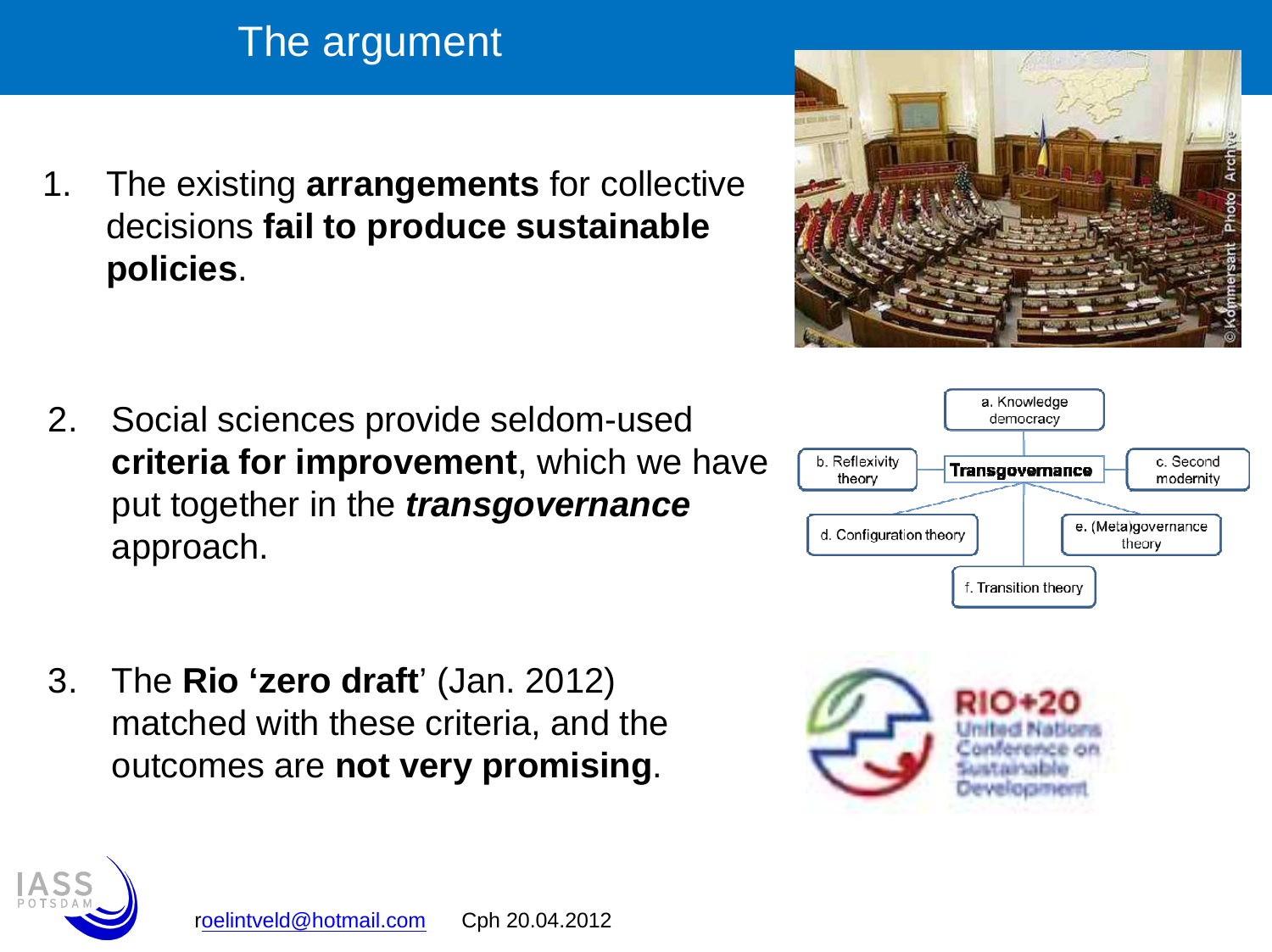# The argument

1. The existing **arrangements** for collective decisions **fail to produce sustainable policies**.

2. Social sciences provide seldom-used **criteria for improvement**, which we have put together in the ***transgovernance*** approach.

3. The **Rio 'zero draft**' (Jan. 2012) matched with these criteria, and the outcomes are **not very promising**.

a. Knowledge democracy

b. Reflexivity theory

**Transgovernance**

c. Second modernity

d. Configuration theory

e. (Meta)governance theory

f. Transition theory

roelintveld@hotmail.com Cph 20.04.2012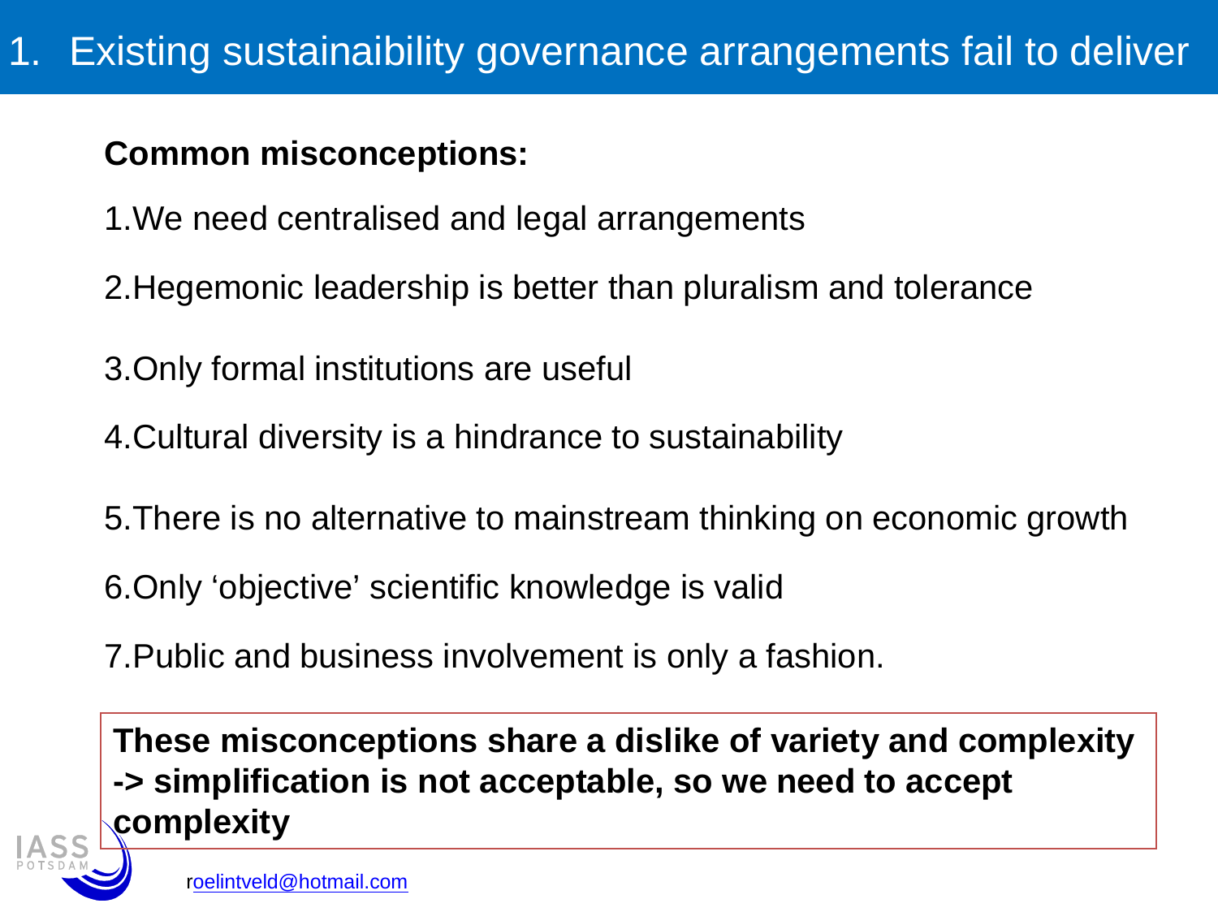# 1. Existing sustainaibility governance arrangements fail to deliver

**Common misconceptions:**

1. We need centralised and legal arrangements
2. Hegemonic leadership is better than pluralism and tolerance
3. Only formal institutions are useful
4. Cultural diversity is a hindrance to sustainability
5. There is no alternative to mainstream thinking on economic growth
6. Only 'objective' scientific knowledge is valid
7. Public and business involvement is only a fashion.

**These misconceptions share a dislike of variety and complexity -> simplification is not acceptable, so we need to accept complexity**

roelintveld@hotmail.com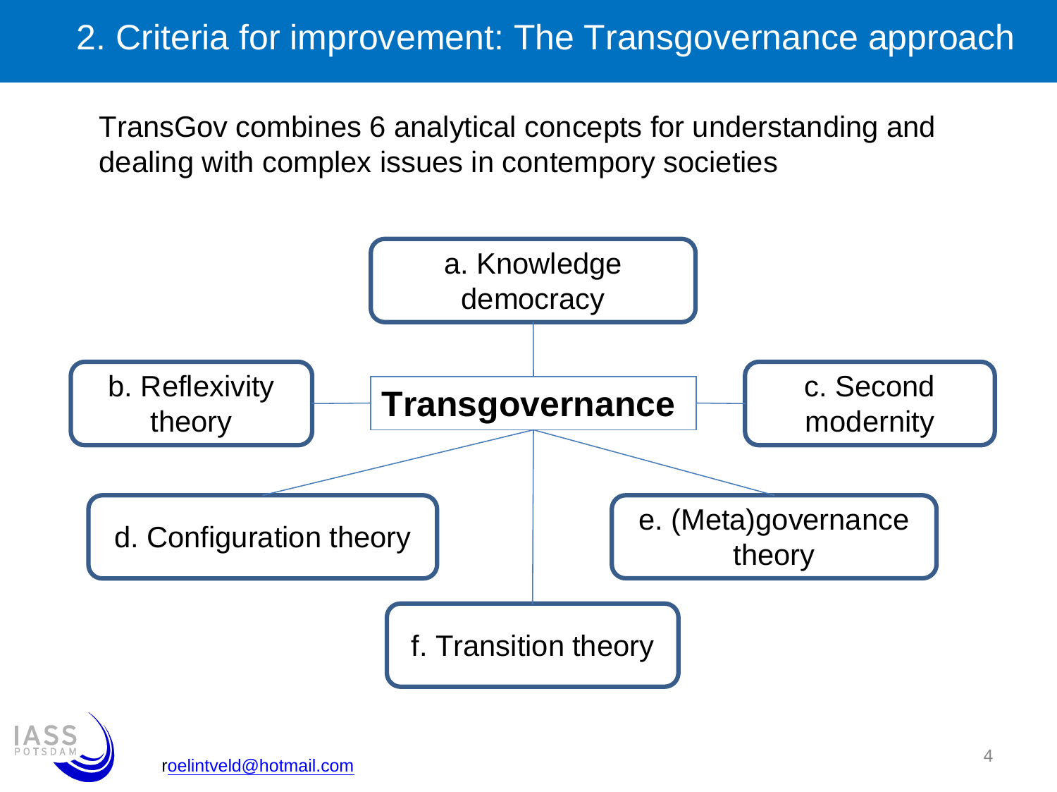## 2. Criteria for improvement: The Transgovernance approach

TransGov combines 6 analytical concepts for understanding and dealing with complex issues in contempory societies

**Transgovernance**

- a. Knowledge democracy
- b. Reflexivity theory
- c. Second modernity
- d. Configuration theory
- e. (Meta)governance theory
- f. Transition theory

roelintveld@hotmail.com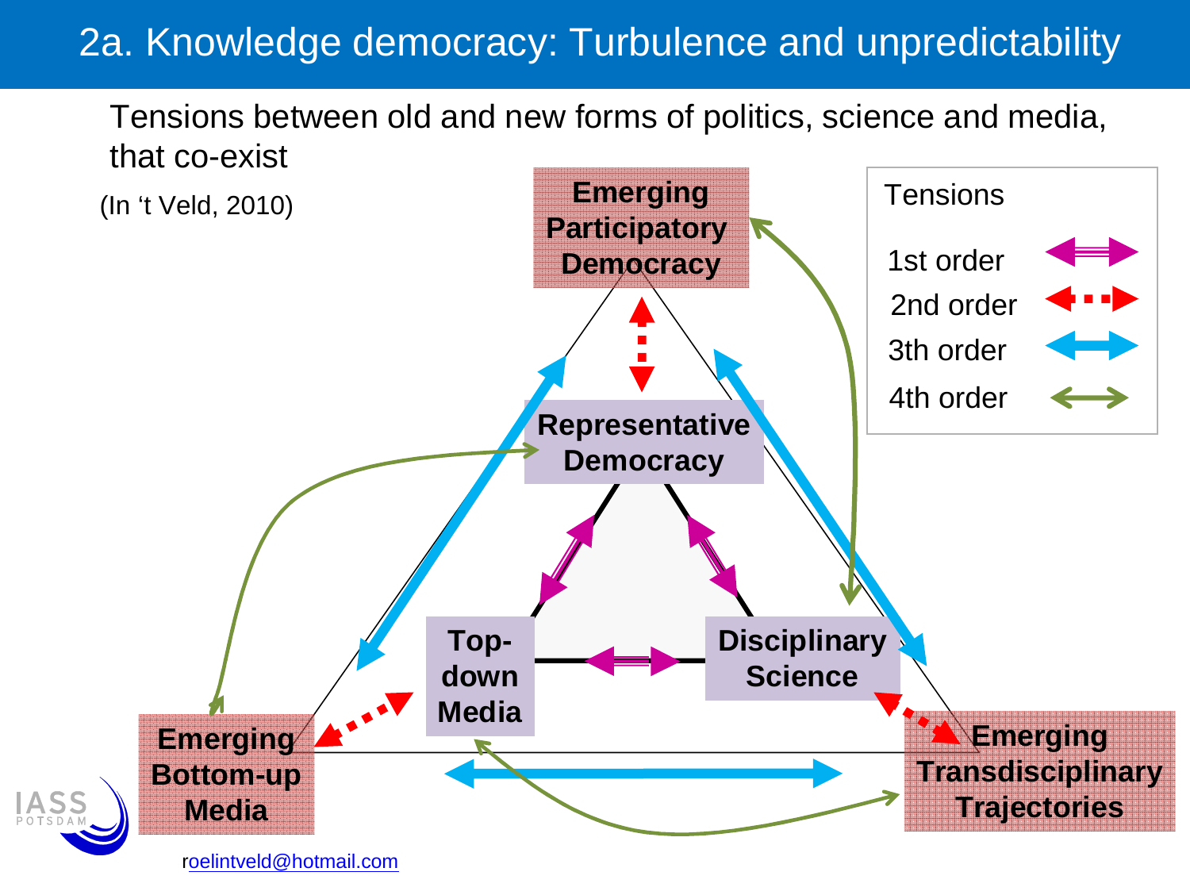# 2a. Knowledge democracy: Turbulence and unpredictability

Tensions between old and new forms of politics, science and media, that co-exist

(In 't Veld, 2010)

**Emerging Participatory Democracy**

**Representative Democracy**

**Top-down Media**

**Disciplinary Science**

**Emerging Bottom-up Media**

**Emerging Transdisciplinary Trajectories**

Tensions

- 1st order
- 2nd order
- 3th order
- 4th order

roelintveld@hotmail.com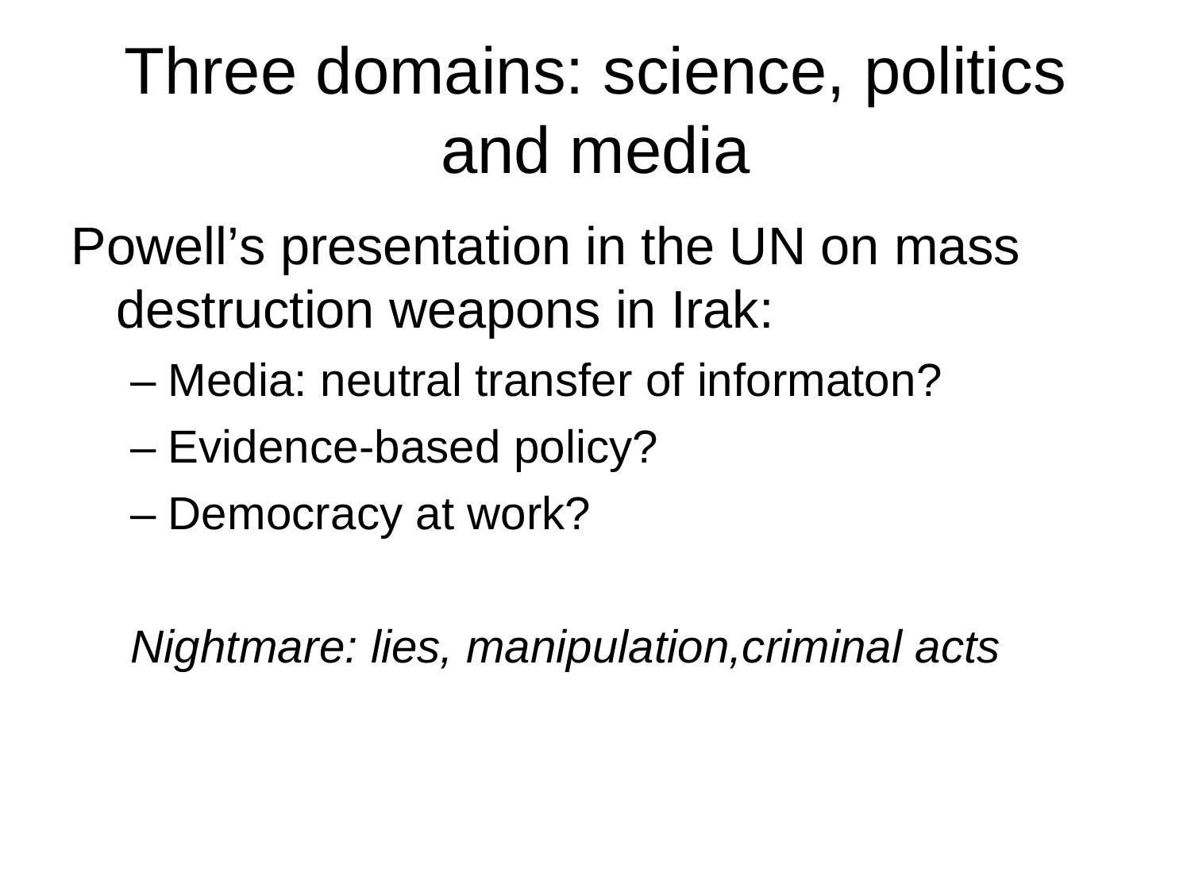# Three domains: science, politics and media

Powell's presentation in the UN on mass destruction weapons in Irak:

- Media: neutral transfer of informaton?
- Evidence-based policy?
- Democracy at work?

*Nightmare: lies, manipulation,criminal acts*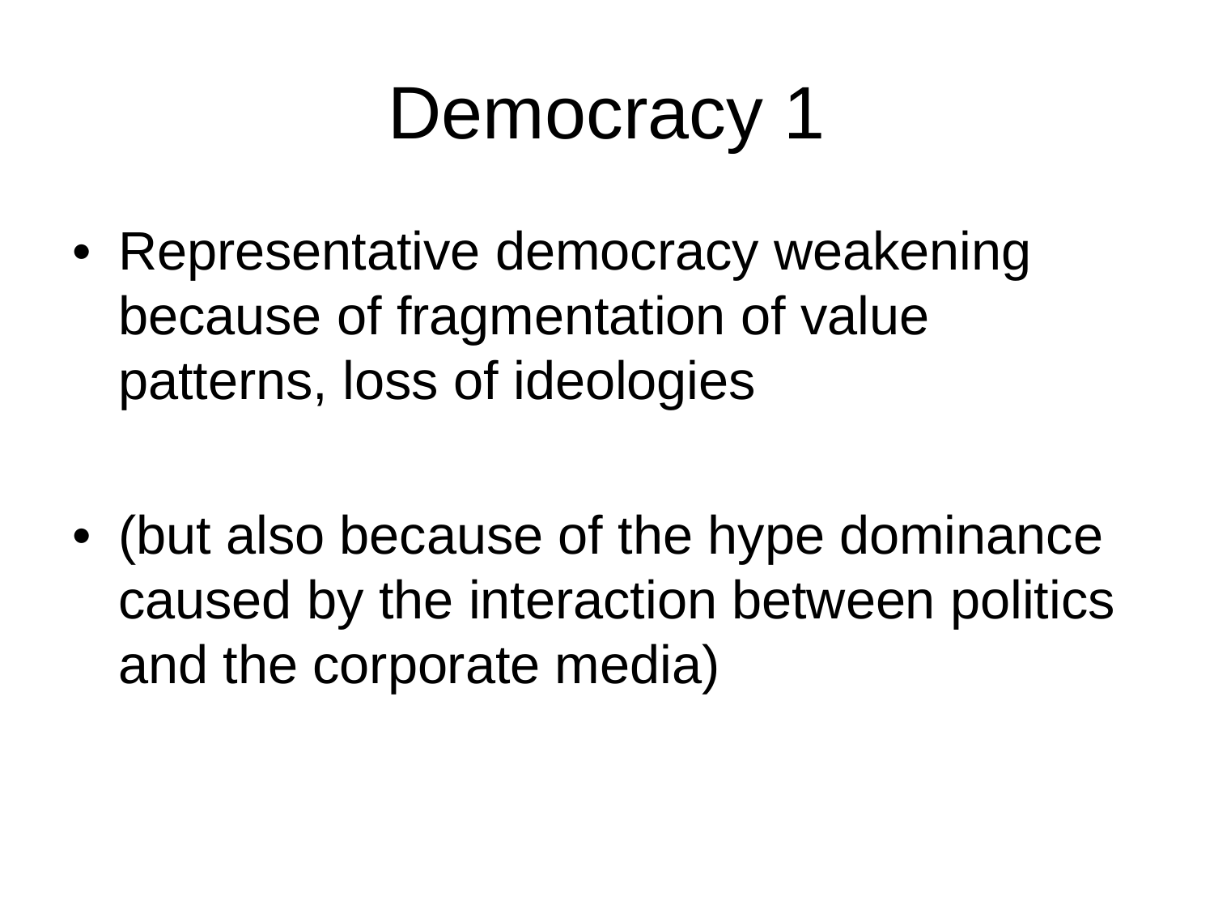# Democracy 1

- Representative democracy weakening because of fragmentation of value patterns, loss of ideologies
- (but also because of the hype dominance caused by the interaction between politics and the corporate media)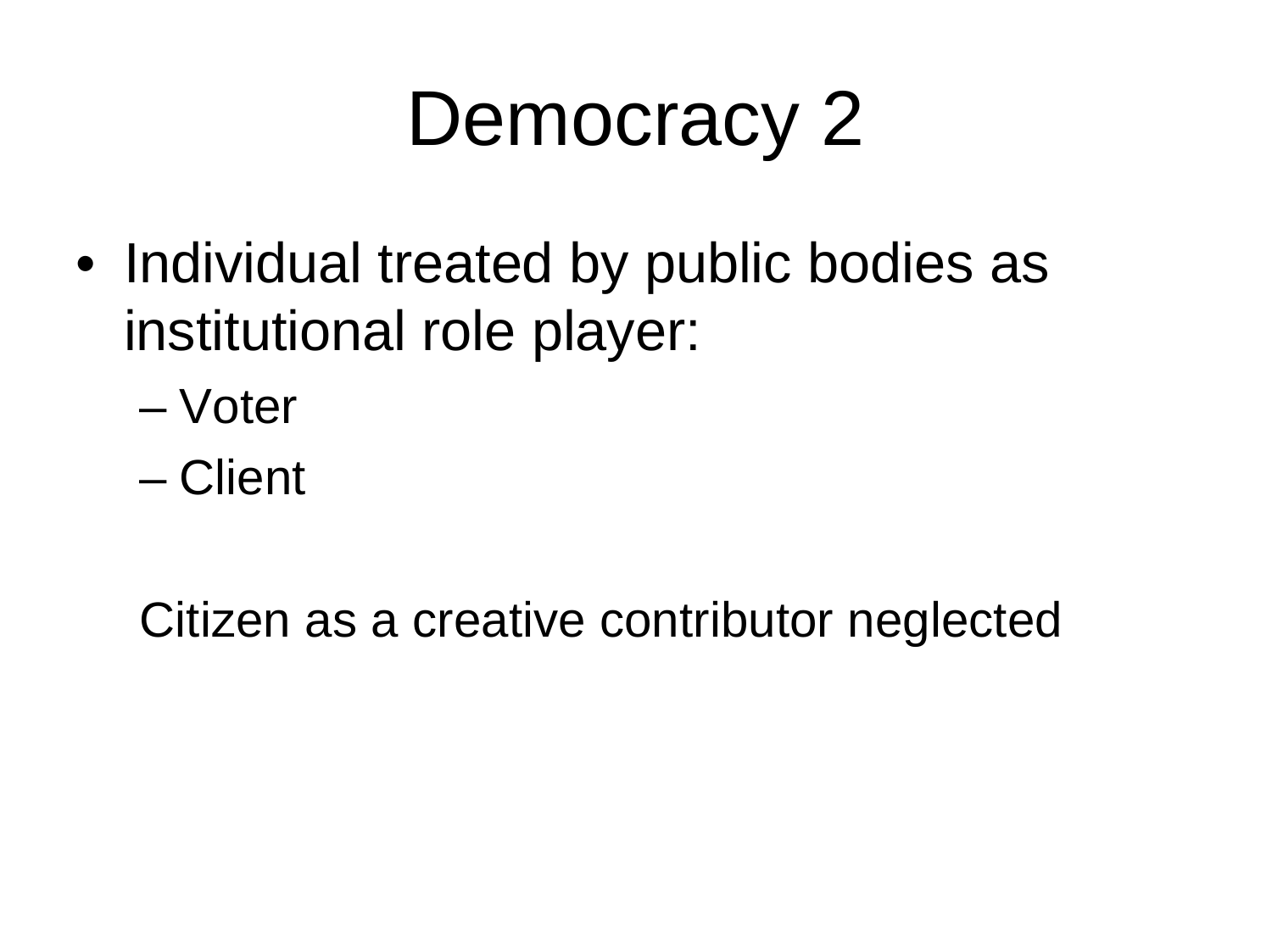# Democracy 2

- Individual treated by public bodies as institutional role player:
  - Voter
  - Client

Citizen as a creative contributor neglected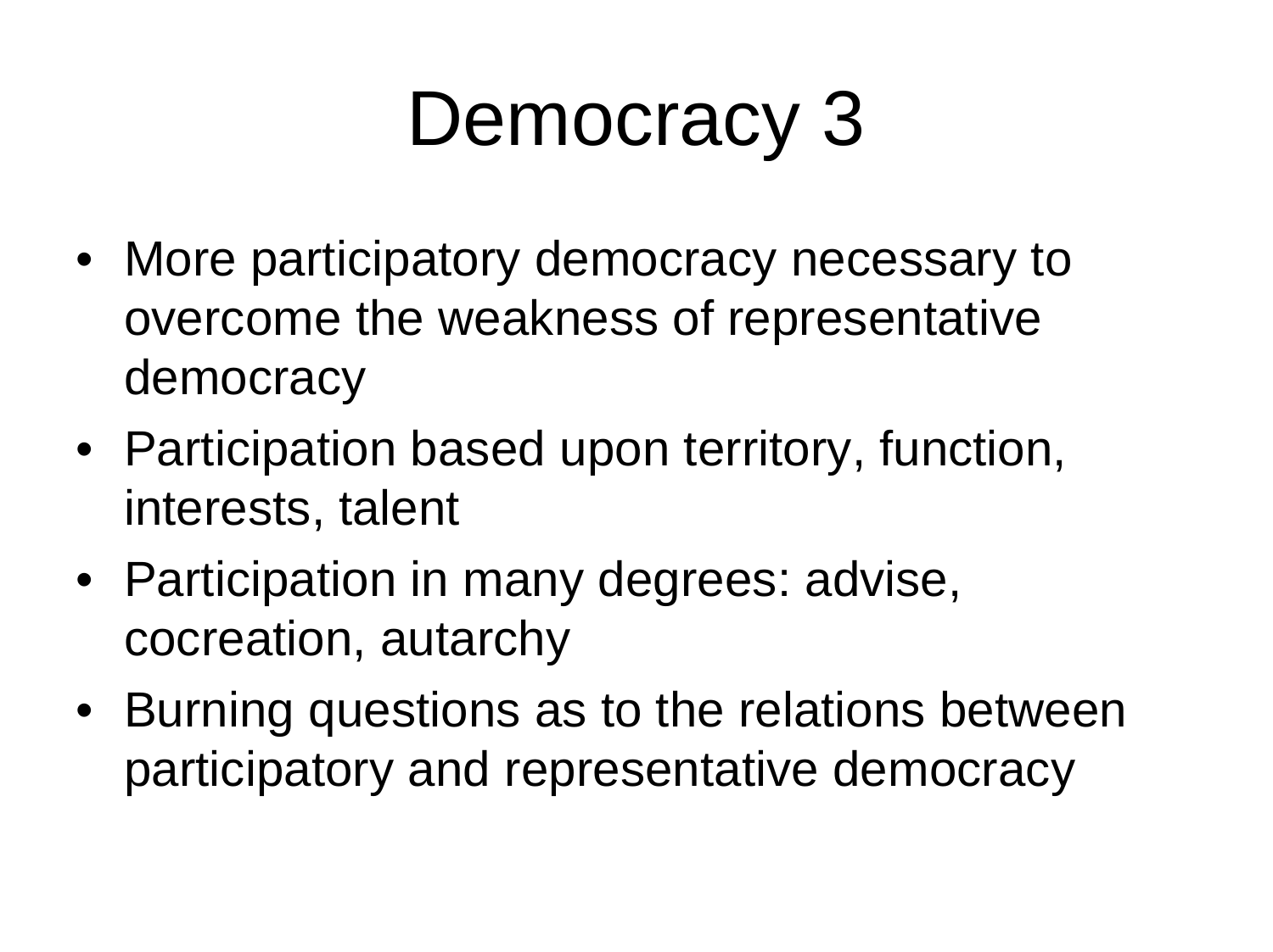# Democracy 3

- More participatory democracy necessary to overcome the weakness of representative democracy
- Participation based upon territory, function, interests, talent
- Participation in many degrees: advise, cocreation, autarchy
- Burning questions as to the relations between participatory and representative democracy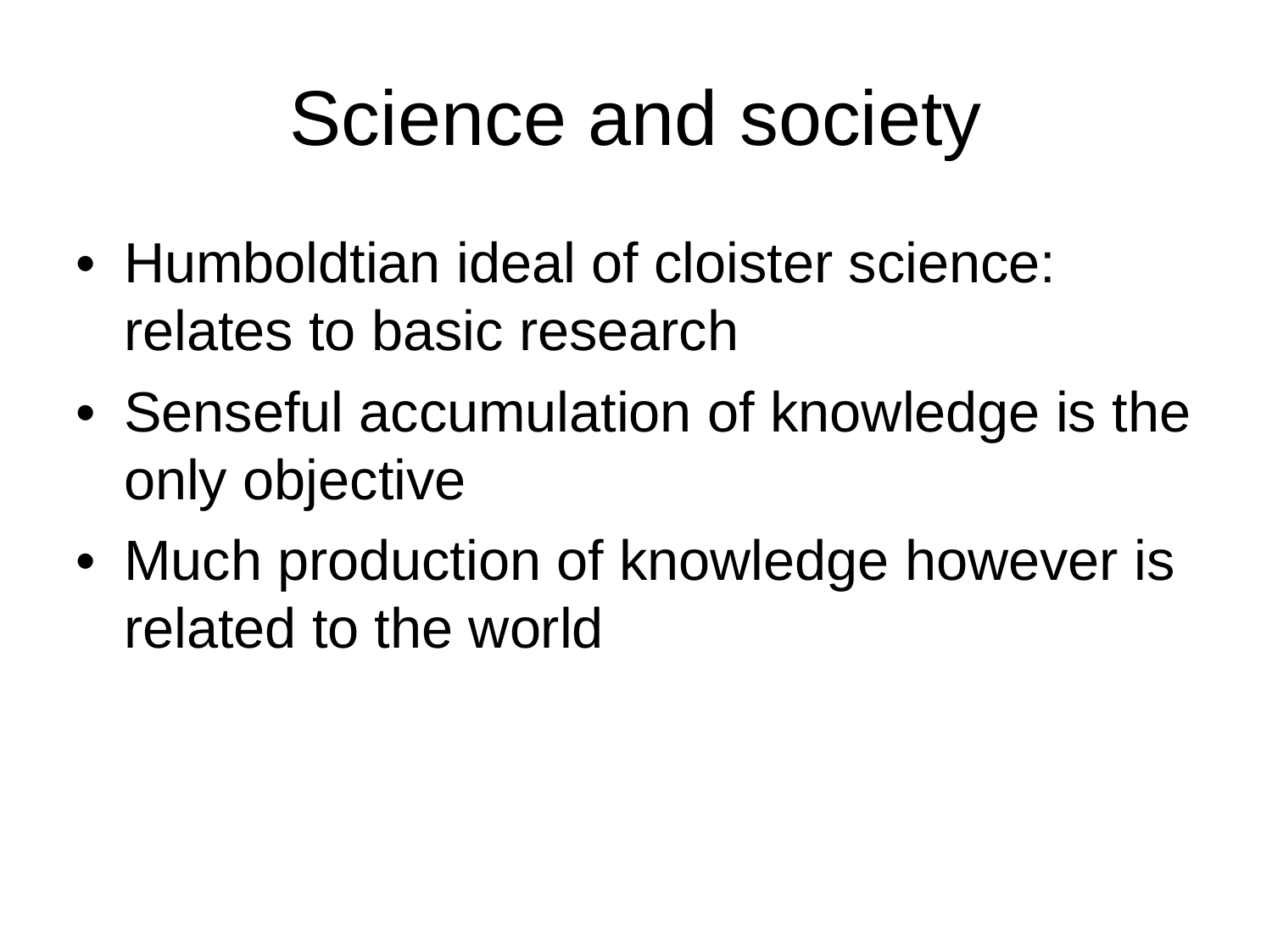# Science and society

- Humboldtian ideal of cloister science: relates to basic research
- Senseful accumulation of knowledge is the only objective
- Much production of knowledge however is related to the world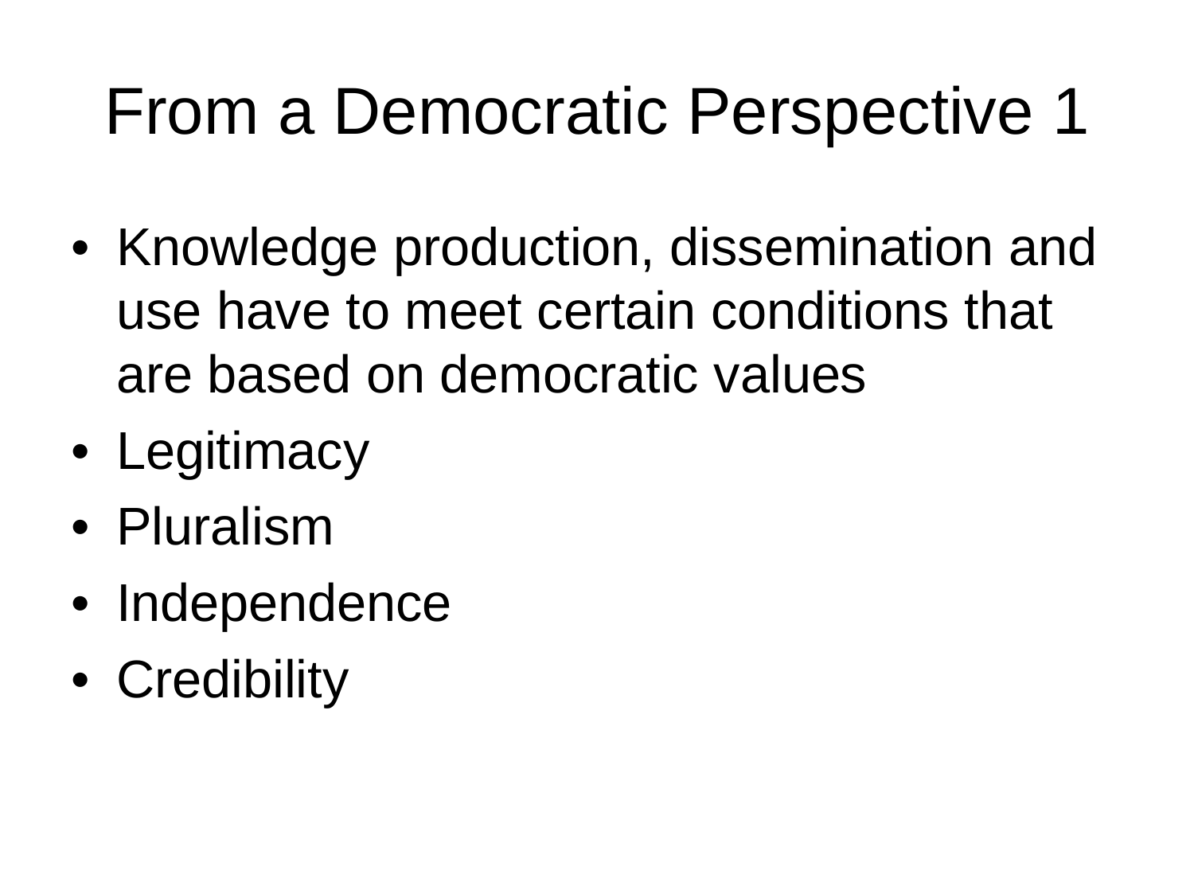# From a Democratic Perspective 1

- Knowledge production, dissemination and use have to meet certain conditions that are based on democratic values
- Legitimacy
- Pluralism
- Independence
- Credibility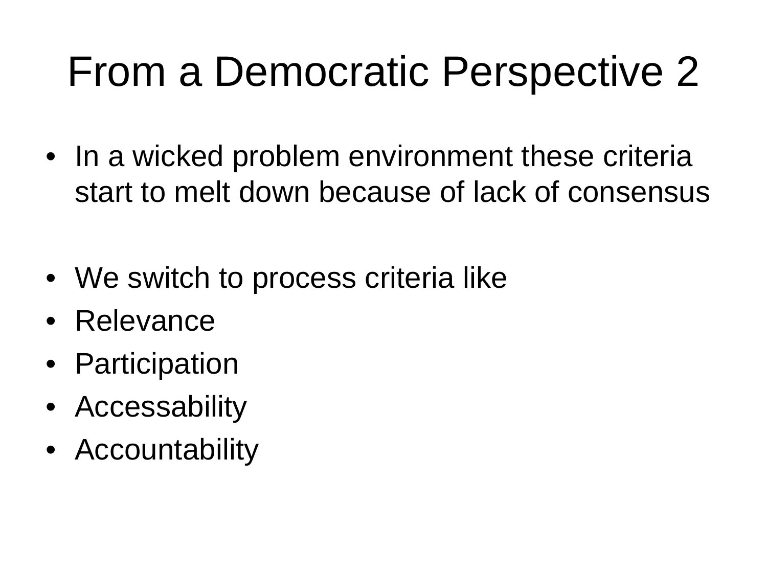# From a Democratic Perspective 2

- In a wicked problem environment these criteria start to melt down because of lack of consensus

- We switch to process criteria like
- Relevance
- Participation
- Accessability
- Accountability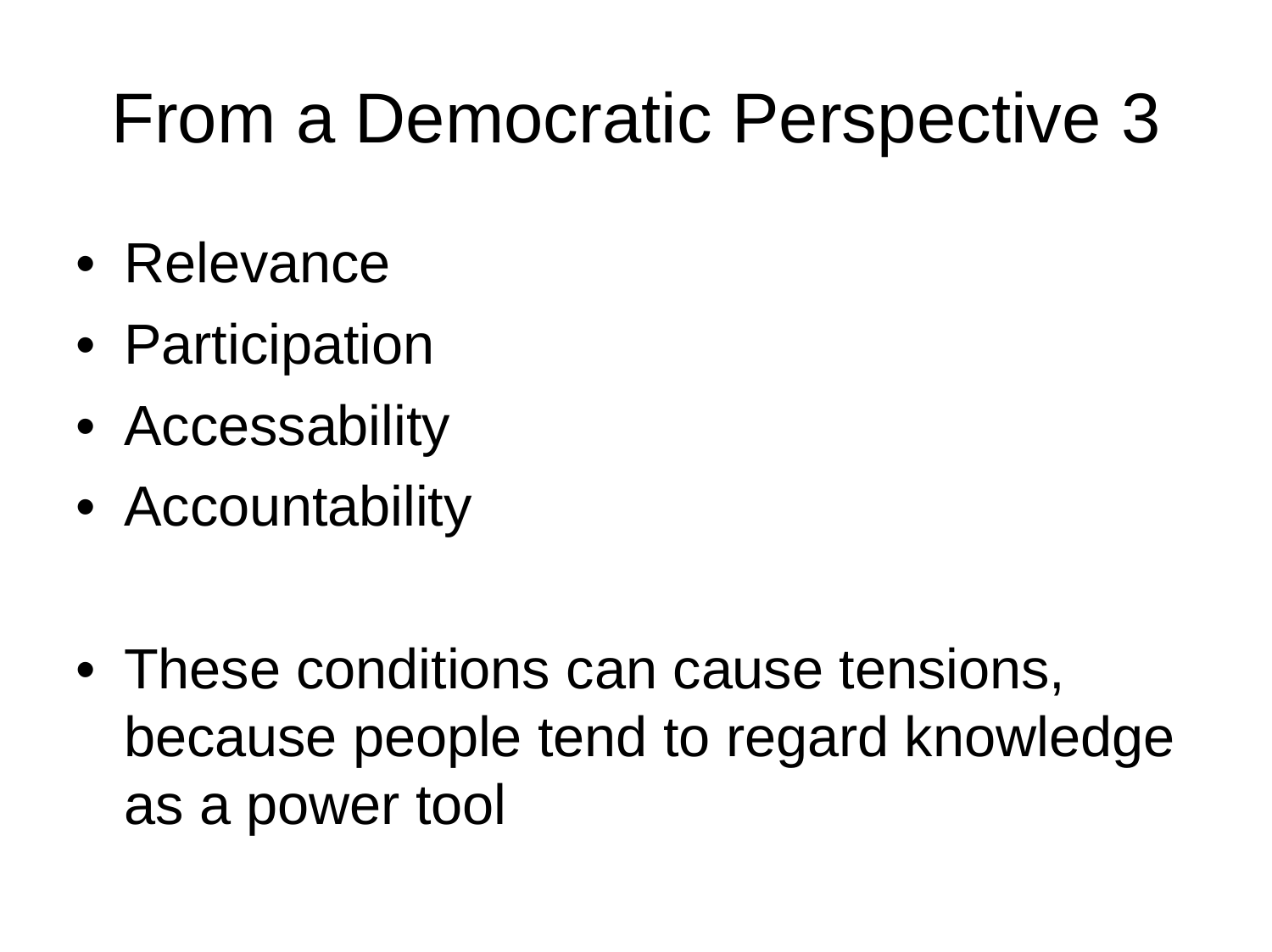# From a Democratic Perspective 3

- Relevance
- Participation
- Accessability
- Accountability

- These conditions can cause tensions, because people tend to regard knowledge as a power tool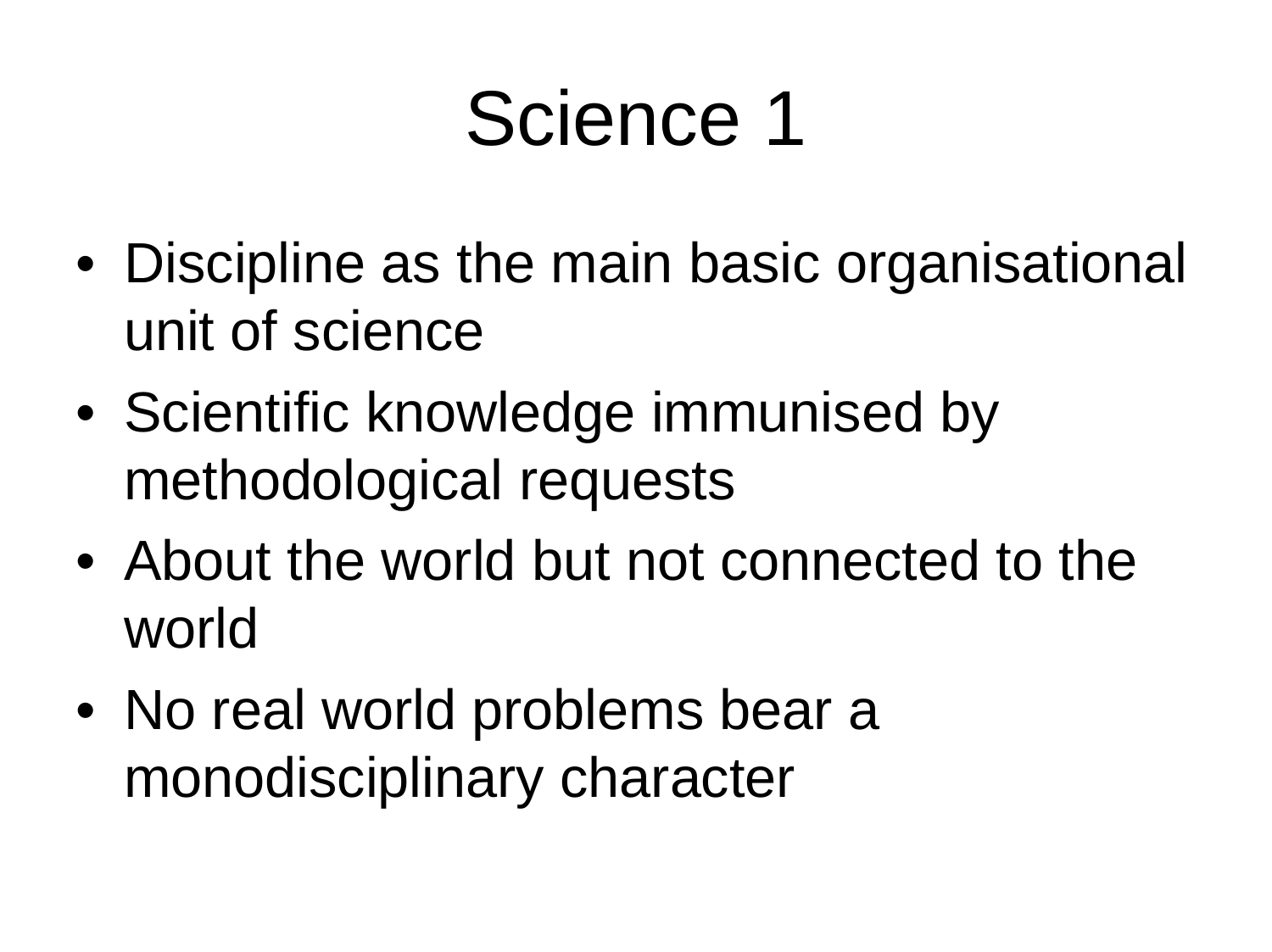# Science 1

- Discipline as the main basic organisational unit of science
- Scientific knowledge immunised by methodological requests
- About the world but not connected to the world
- No real world problems bear a monodisciplinary character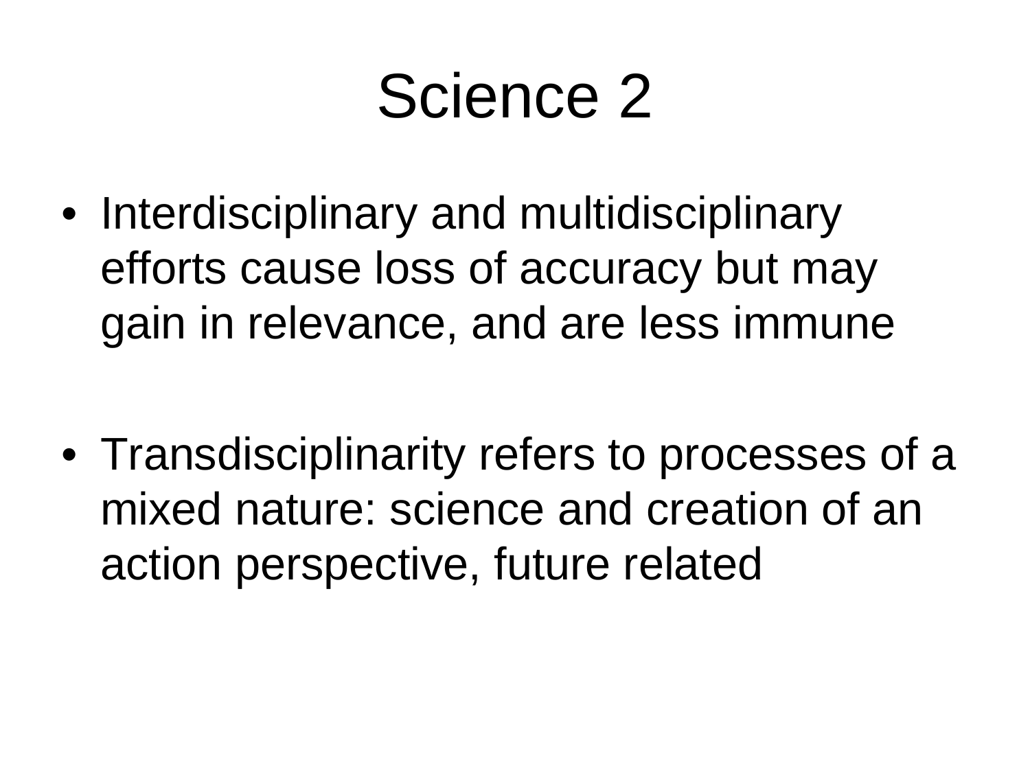# Science 2

- Interdisciplinary and multidisciplinary efforts cause loss of accuracy but may gain in relevance, and are less immune

- Transdisciplinarity refers to processes of a mixed nature: science and creation of an action perspective, future related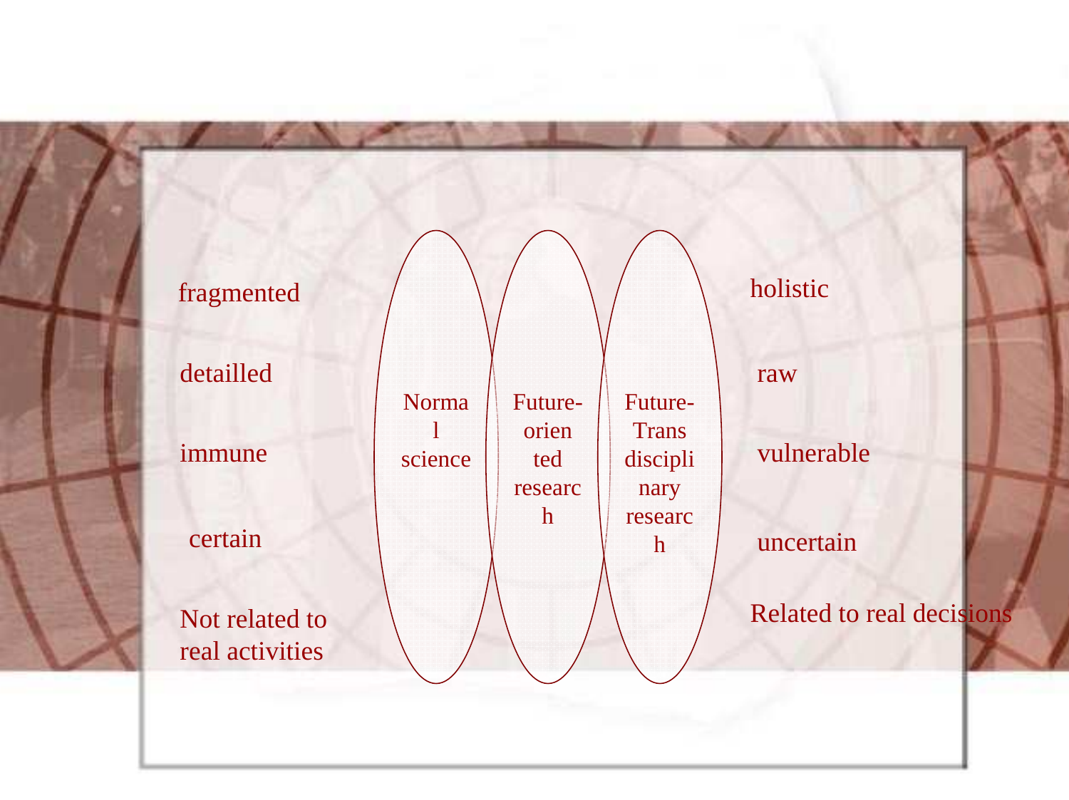| | | | | |
| --- | --- | --- | --- | --- |
| fragmented | Normal science | Future-oriented research | Future-Transdisciplinary research | holistic |
| detailled | | | | raw |
| immune | | | | vulnerable |
| certain | | | | uncertain |
| Not related to real activities | | | | Related to real decisions |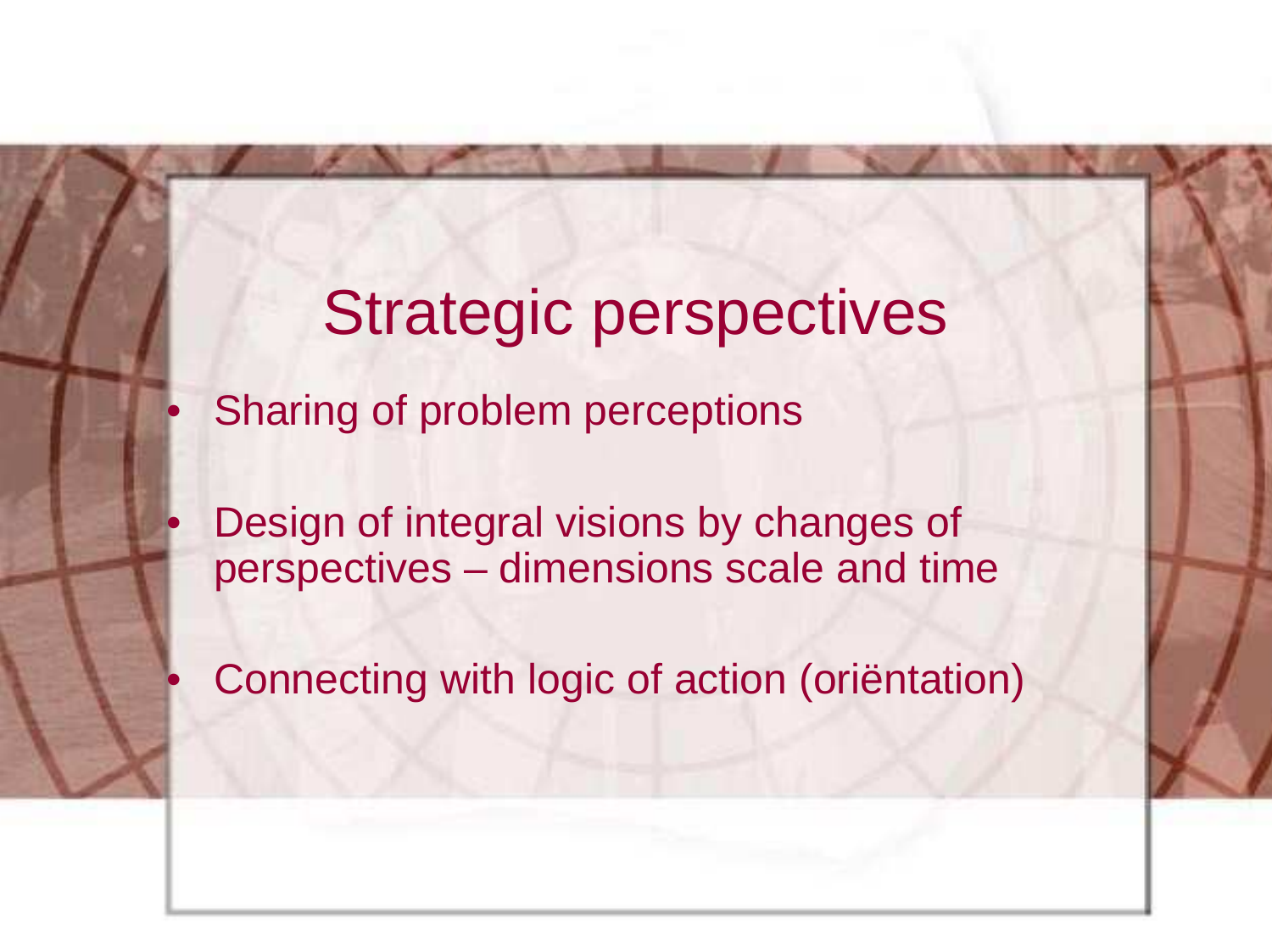# Strategic perspectives

- Sharing of problem perceptions
- Design of integral visions by changes of perspectives – dimensions scale and time
- Connecting with logic of action (oriëntation)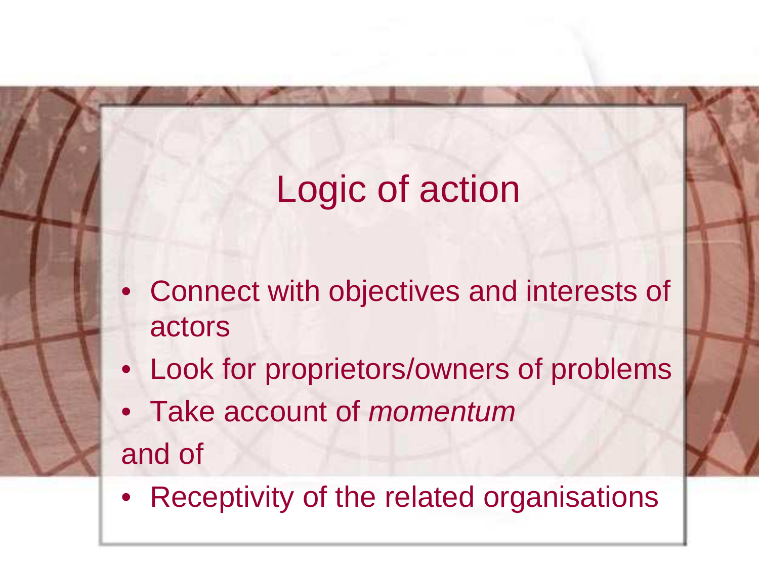# Logic of action

- Connect with objectives and interests of actors
- Look for proprietors/owners of problems
- Take account of *momentum*

and of

- Receptivity of the related organisations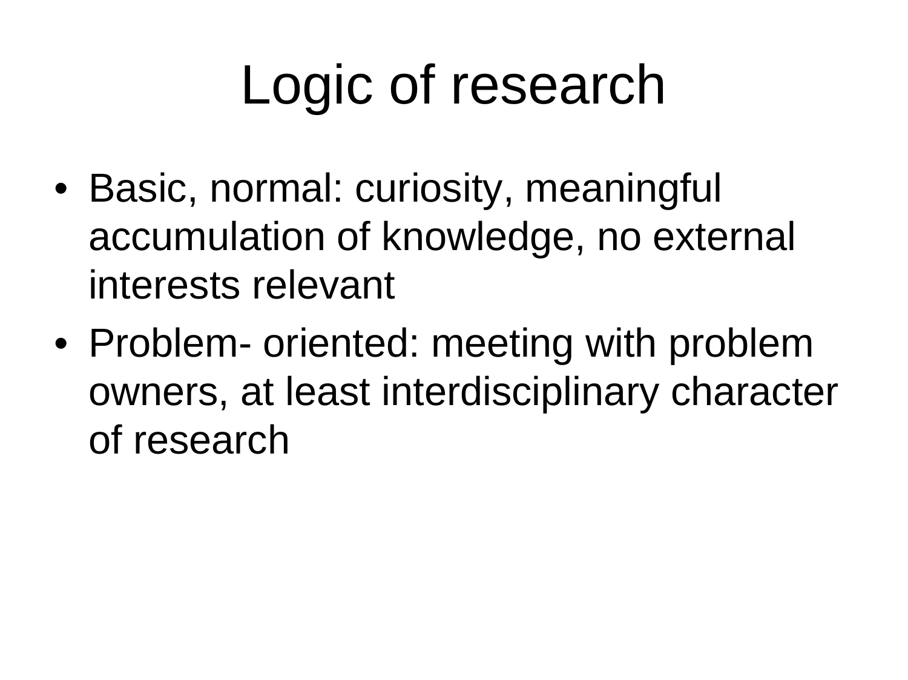# Logic of research

- Basic, normal: curiosity, meaningful accumulation of knowledge, no external interests relevant
- Problem- oriented: meeting with problem owners, at least interdisciplinary character of research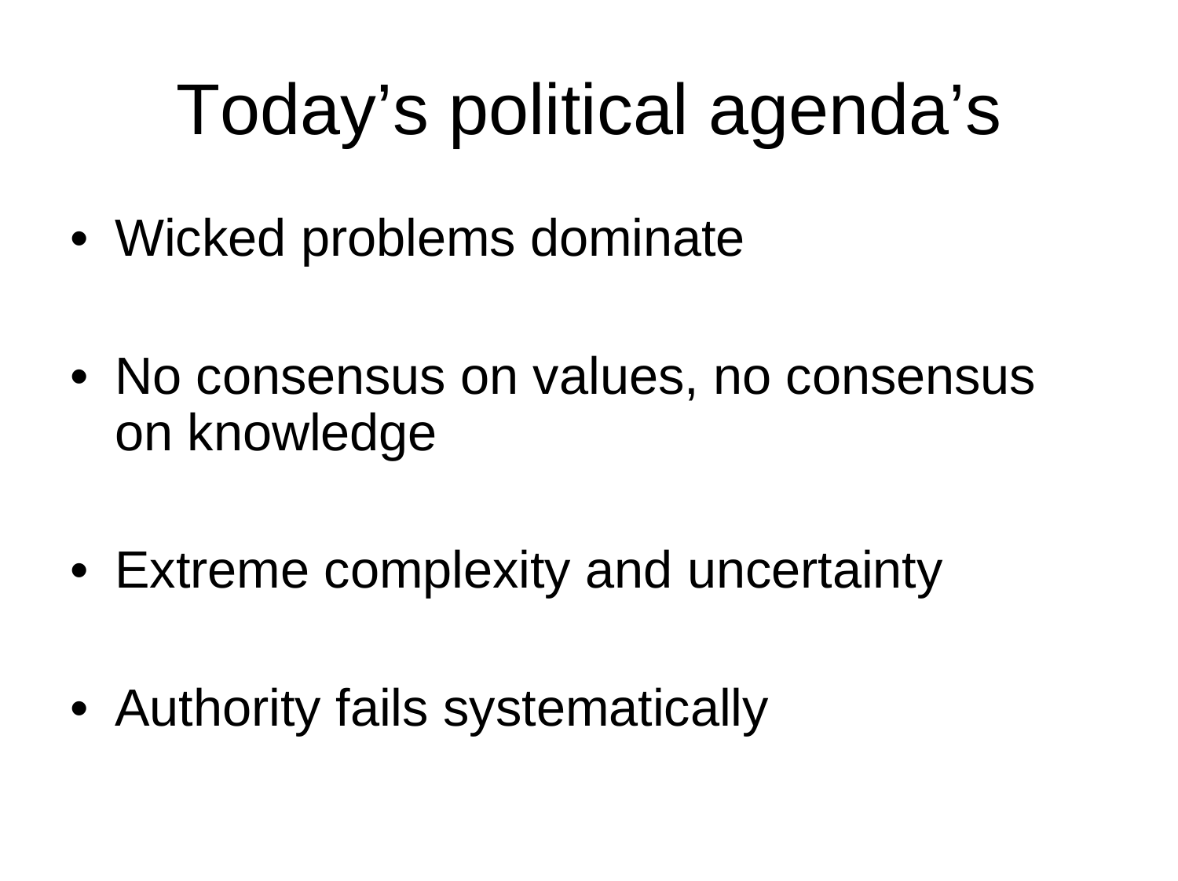# Today’s political agenda’s

- Wicked problems dominate
- No consensus on values, no consensus on knowledge
- Extreme complexity and uncertainty
- Authority fails systematically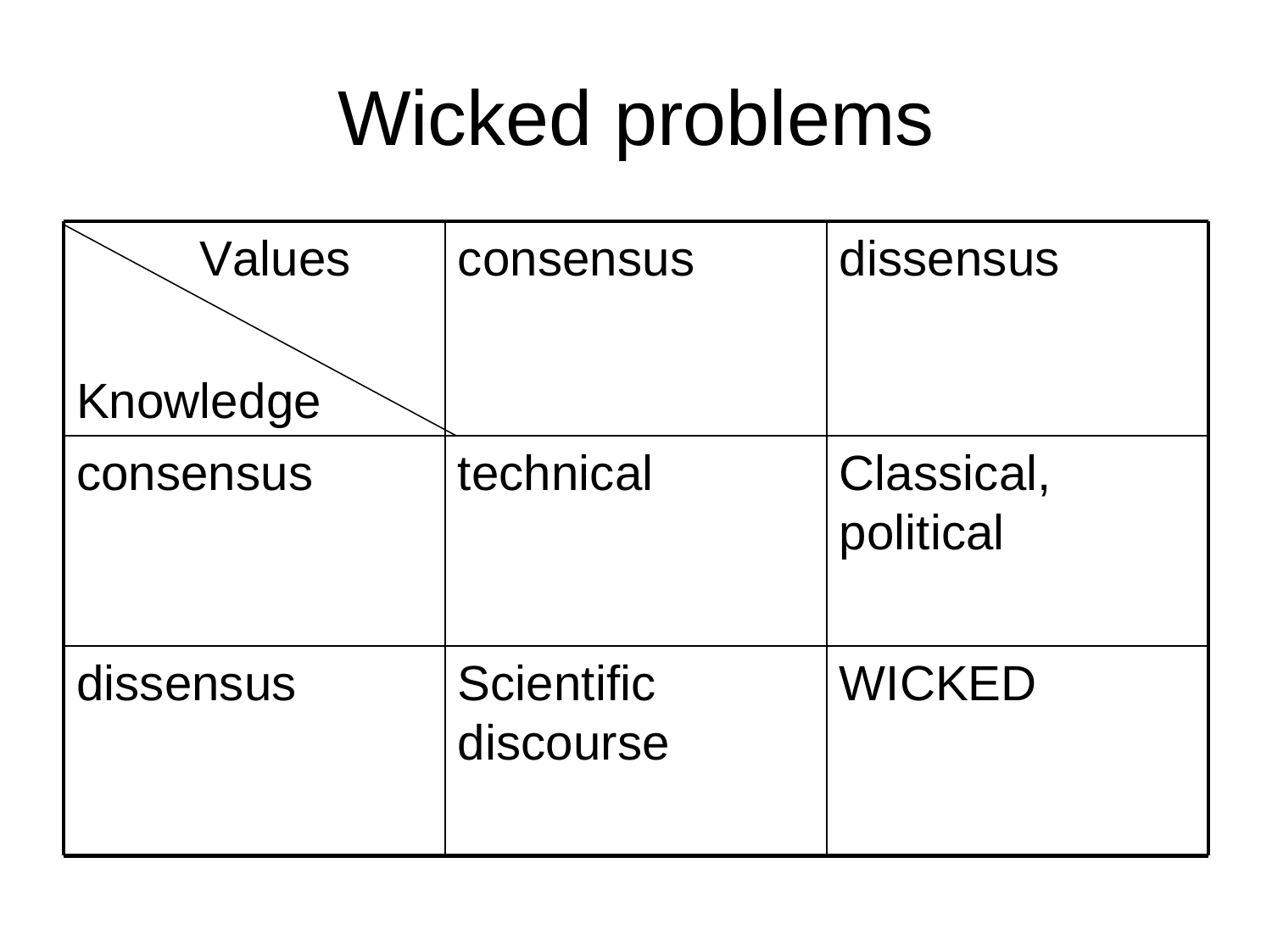# Wicked problems

| Values / Knowledge | consensus | dissensus |
|---|---|---|
| consensus | technical | Classical, political |
| dissensus | Scientific discourse | WICKED |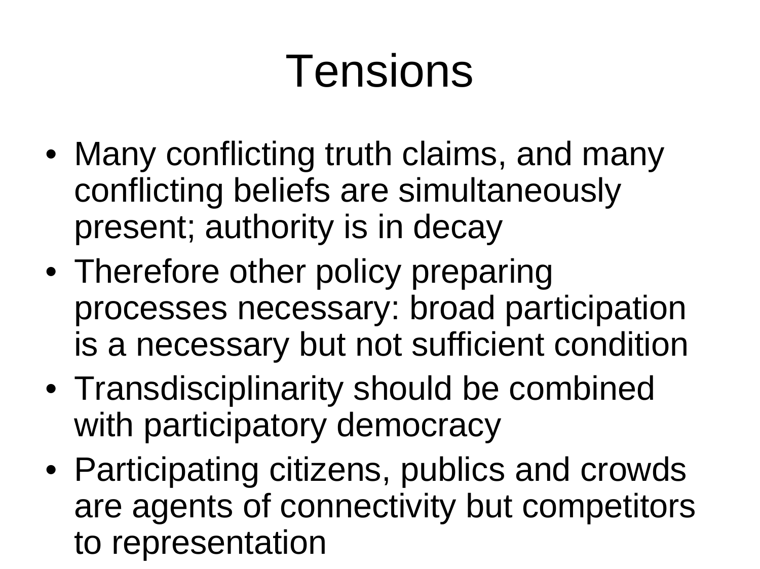# Tensions

- Many conflicting truth claims, and many conflicting beliefs are simultaneously present; authority is in decay
- Therefore other policy preparing processes necessary: broad participation is a necessary but not sufficient condition
- Transdisciplinarity should be combined with participatory democracy
- Participating citizens, publics and crowds are agents of connectivity but competitors to representation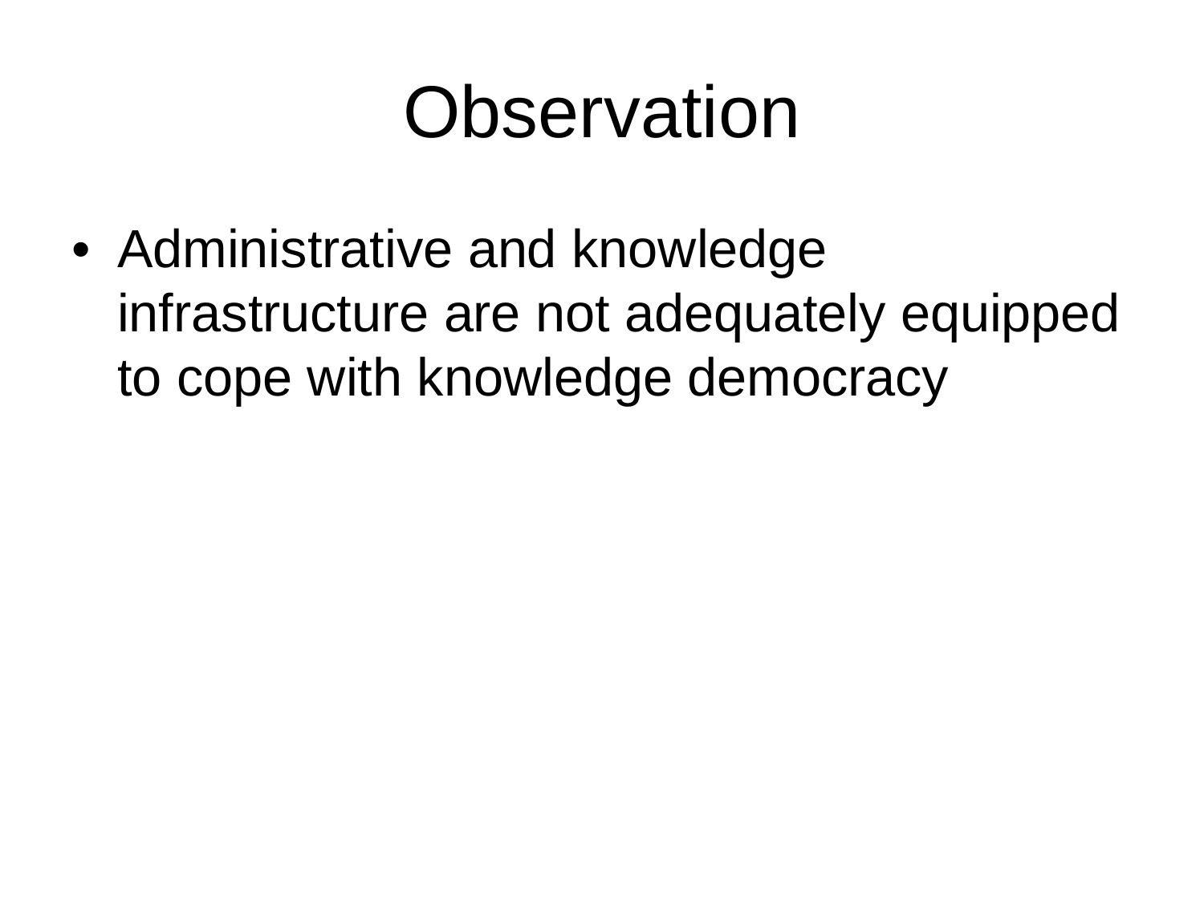# Observation

- Administrative and knowledge infrastructure are not adequately equipped to cope with knowledge democracy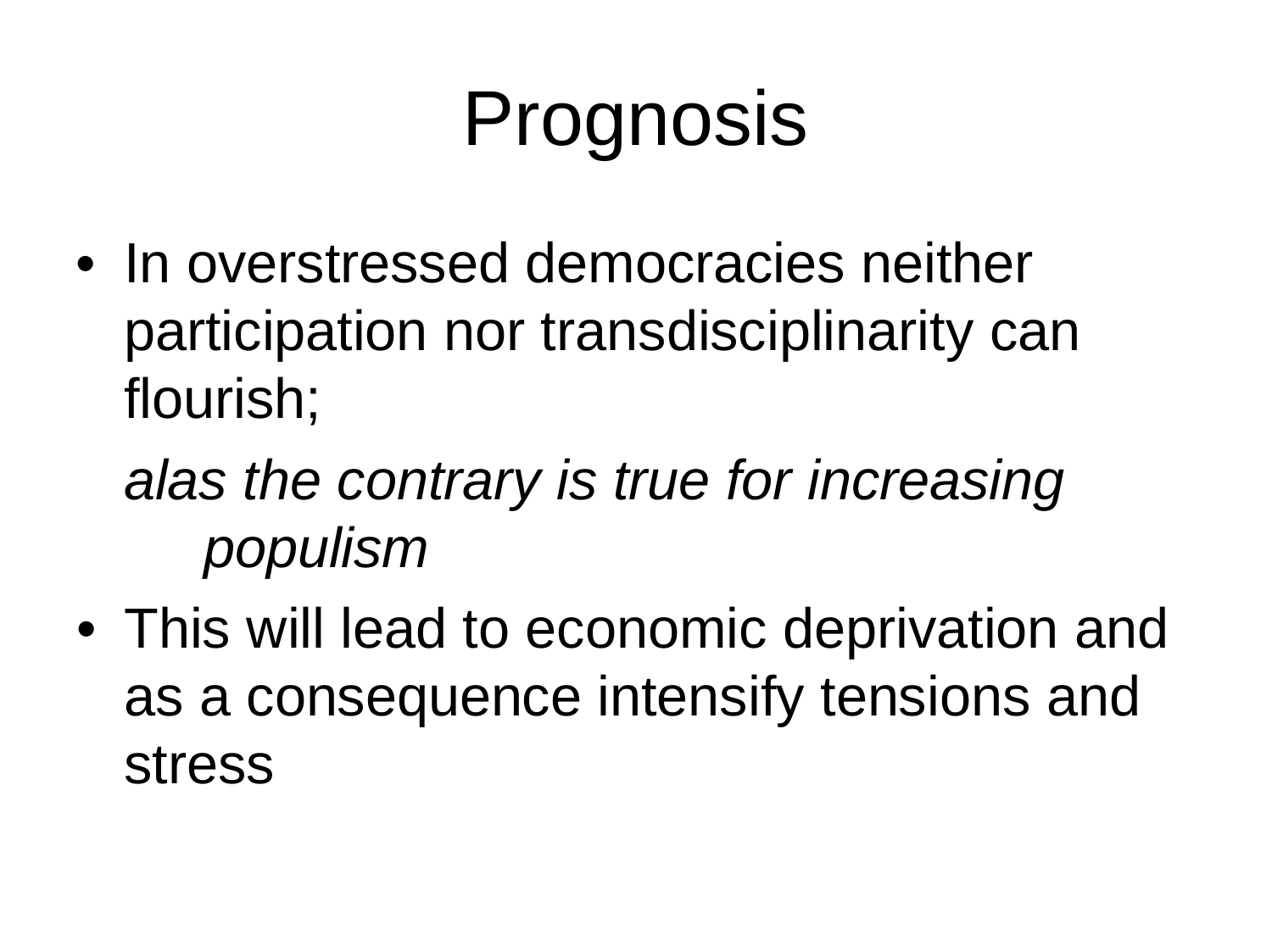# Prognosis

- In overstressed democracies neither participation nor transdisciplinarity can flourish;

  *alas the contrary is true for increasing populism*

- This will lead to economic deprivation and as a consequence intensify tensions and stress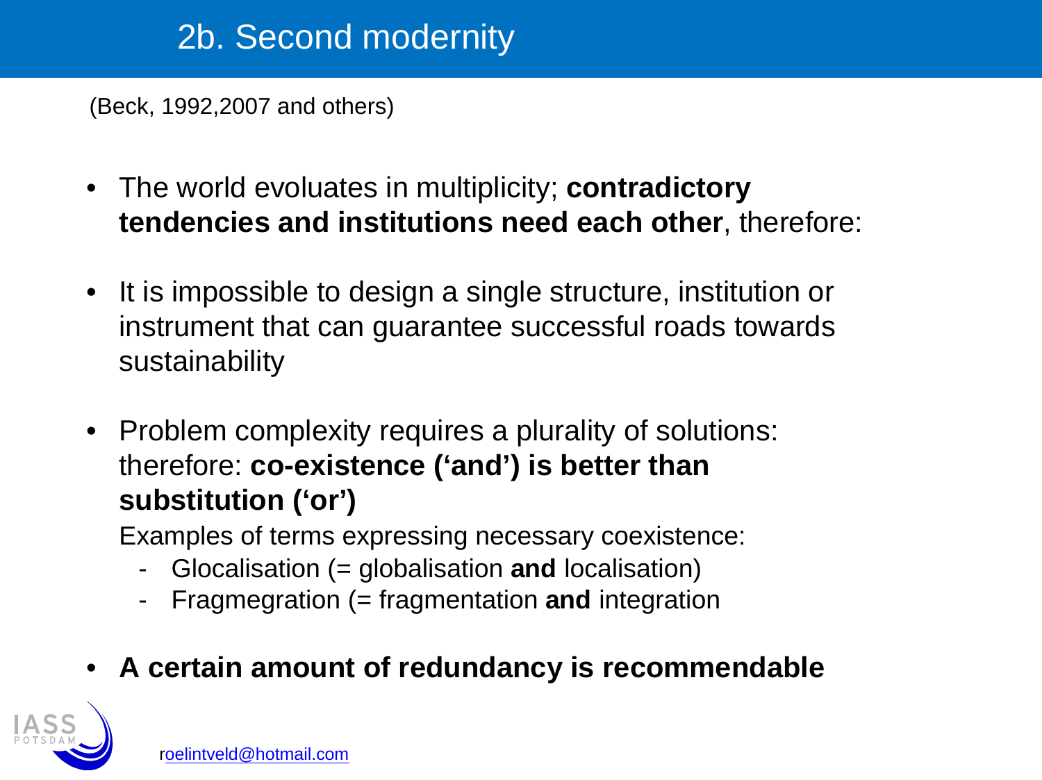# 2b. Second modernity

(Beck, 1992,2007 and others)

- The world evoluates in multiplicity; **contradictory tendencies and institutions need each other**, therefore:

- It is impossible to design a single structure, institution or instrument that can guarantee successful roads towards sustainability

- Problem complexity requires a plurality of solutions: therefore: **co-existence ('and') is better than substitution ('or')**

  Examples of terms expressing necessary coexistence:
  - Glocalisation (= globalisation **and** localisation)
  - Fragmegration (= fragmentation **and** integration

- **A certain amount of redundancy is recommendable**

roelintveld@hotmail.com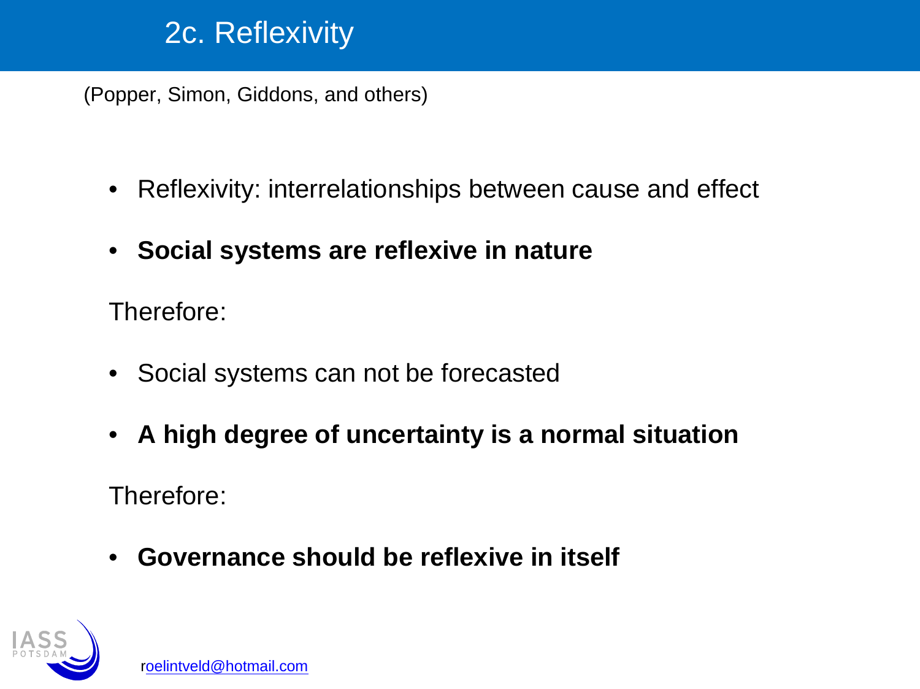# 2c. Reflexivity

(Popper, Simon, Giddons, and others)

- Reflexivity: interrelationships between cause and effect
- **Social systems are reflexive in nature**

Therefore:

- Social systems can not be forecasted
- **A high degree of uncertainty is a normal situation**

Therefore:

- **Governance should be reflexive in itself**

roelintveld@hotmail.com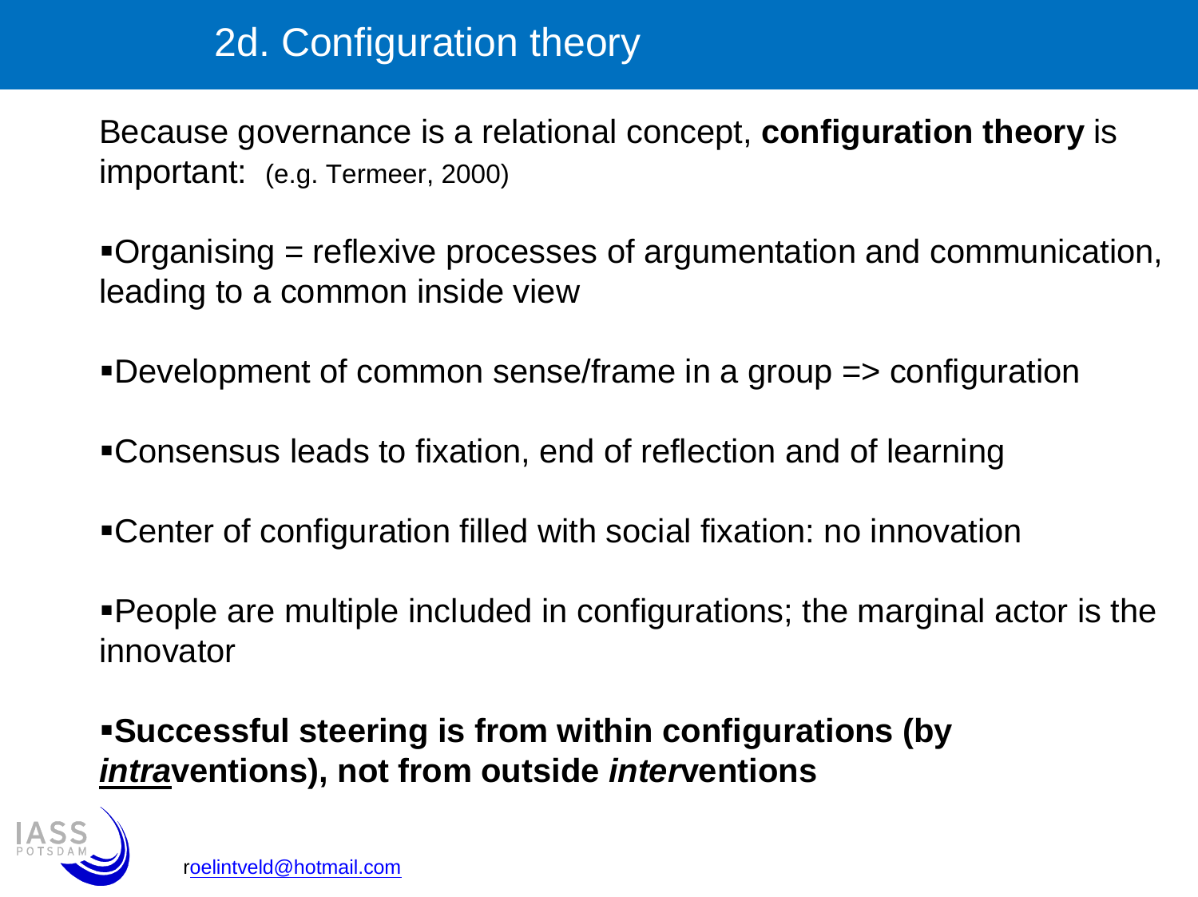# 2d. Configuration theory

Because governance is a relational concept, **configuration theory** is important: (e.g. Termeer, 2000)

- Organising = reflexive processes of argumentation and communication, leading to a common inside view
- Development of common sense/frame in a group => configuration
- Consensus leads to fixation, end of reflection and of learning
- Center of configuration filled with social fixation: no innovation
- People are multiple included in configurations; the marginal actor is the innovator
- **Successful steering is from within configurations (by *intra*ventions), not from outside *inter*ventions**

roelintveld@hotmail.com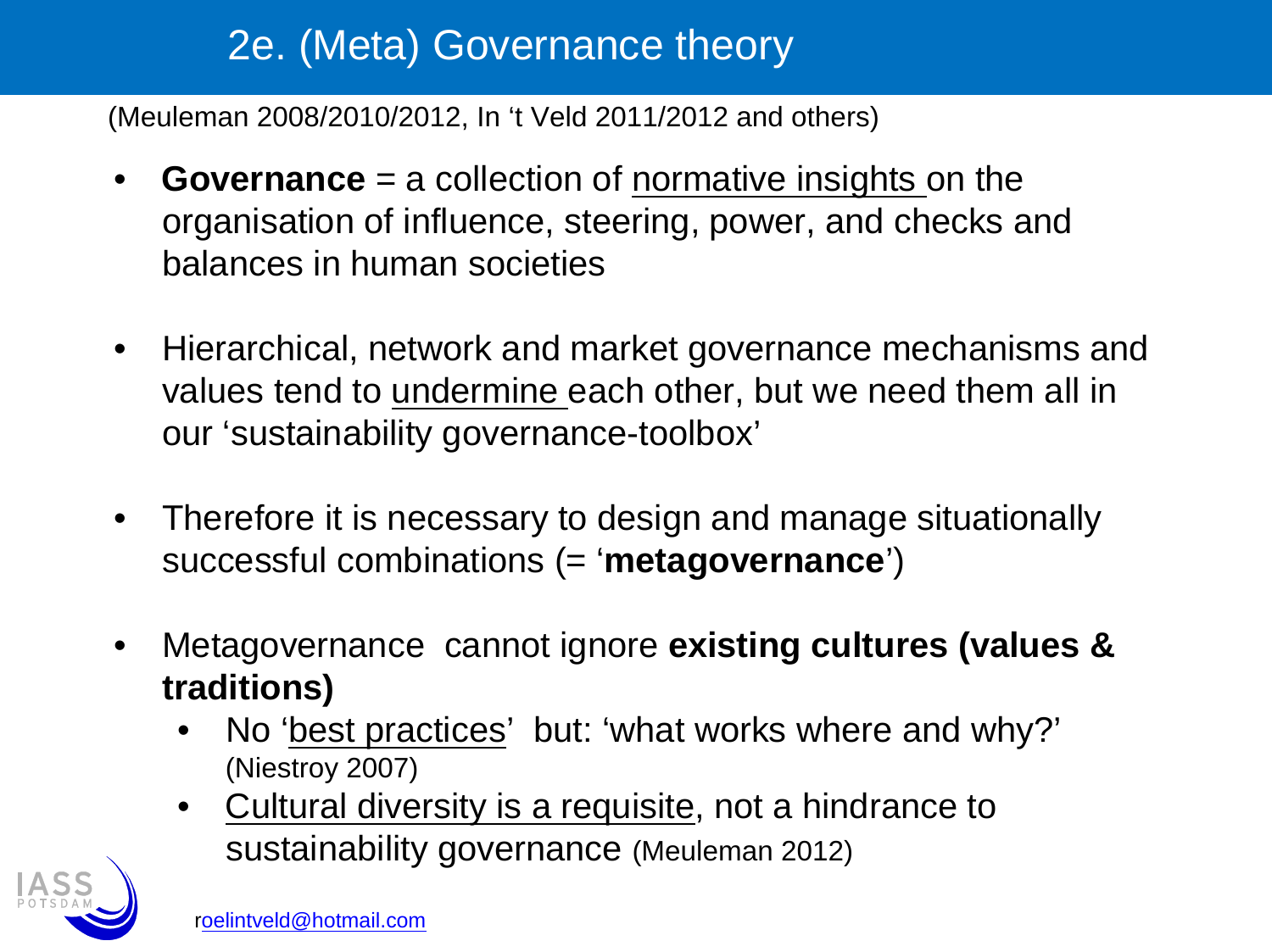# 2e. (Meta) Governance theory

(Meuleman 2008/2010/2012, In 't Veld 2011/2012 and others)

- **Governance** = a collection of normative insights on the organisation of influence, steering, power, and checks and balances in human societies
- Hierarchical, network and market governance mechanisms and values tend to undermine each other, but we need them all in our 'sustainability governance-toolbox'
- Therefore it is necessary to design and manage situationally successful combinations (= '**metagovernance**')
- Metagovernance cannot ignore **existing cultures (values & traditions)**
  - No 'best practices' but: 'what works where and why?' (Niestroy 2007)
  - Cultural diversity is a requisite, not a hindrance to sustainability governance (Meuleman 2012)

roelintveld@hotmail.com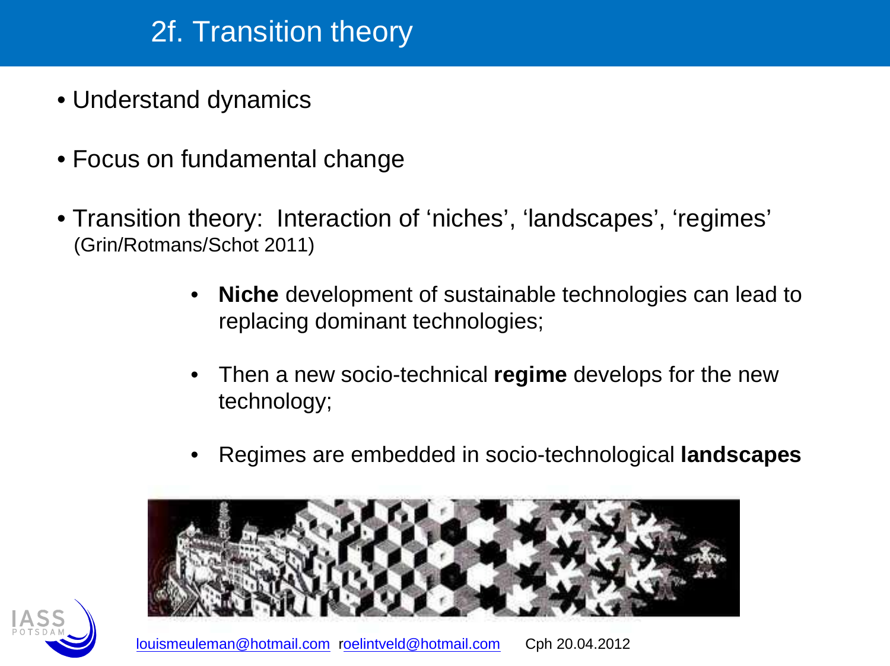# 2f. Transition theory

- Understand dynamics
- Focus on fundamental change
- Transition theory: Interaction of ‘niches’, ‘landscapes’, ‘regimes’ (Grin/Rotmans/Schot 2011)
    - **Niche** development of sustainable technologies can lead to replacing dominant technologies;
    - Then a new socio-technical **regime** develops for the new technology;
    - Regimes are embedded in socio-technological **landscapes**

louismeuleman@hotmail.com roelintveld@hotmail.com Cph 20.04.2012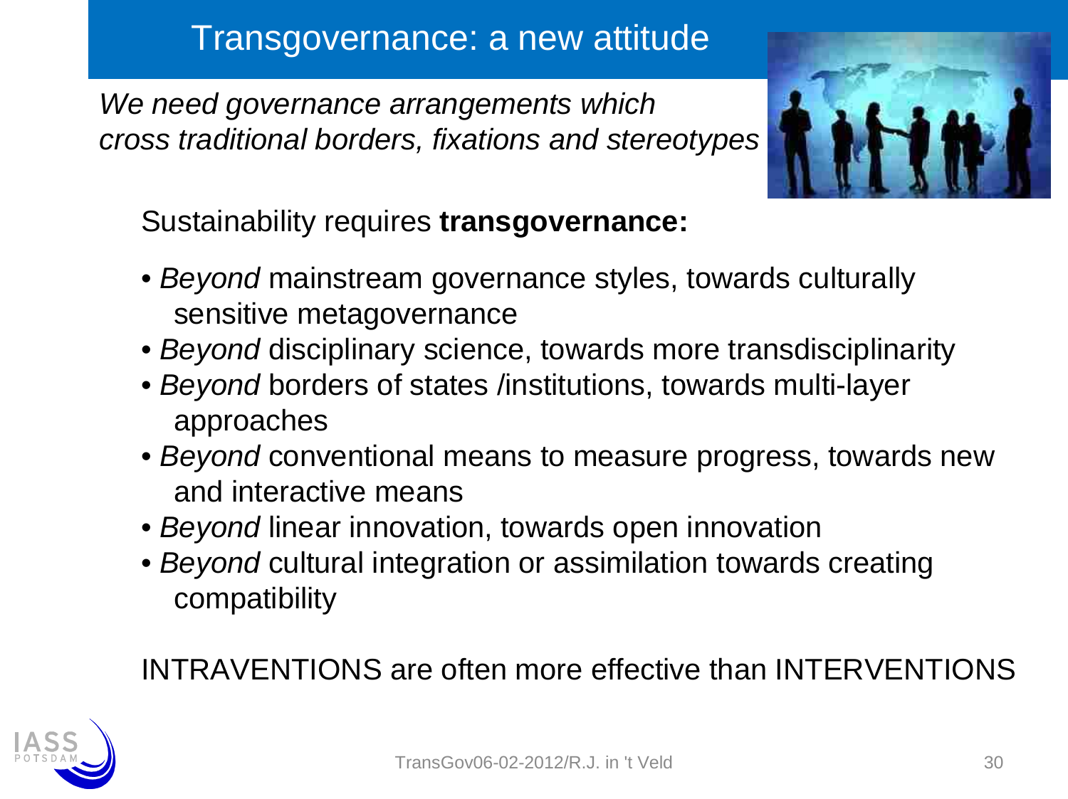# Transgovernance: a new attitude

*We need governance arrangements which cross traditional borders, fixations and stereotypes*

Sustainability requires **transgovernance:**

- *Beyond* mainstream governance styles, towards culturally sensitive metagovernance
- *Beyond* disciplinary science, towards more transdisciplinarity
- *Beyond* borders of states /institutions, towards multi-layer approaches
- *Beyond* conventional means to measure progress, towards new and interactive means
- *Beyond* linear innovation, towards open innovation
- *Beyond* cultural integration or assimilation towards creating compatibility

INTRAVENTIONS are often more effective than INTERVENTIONS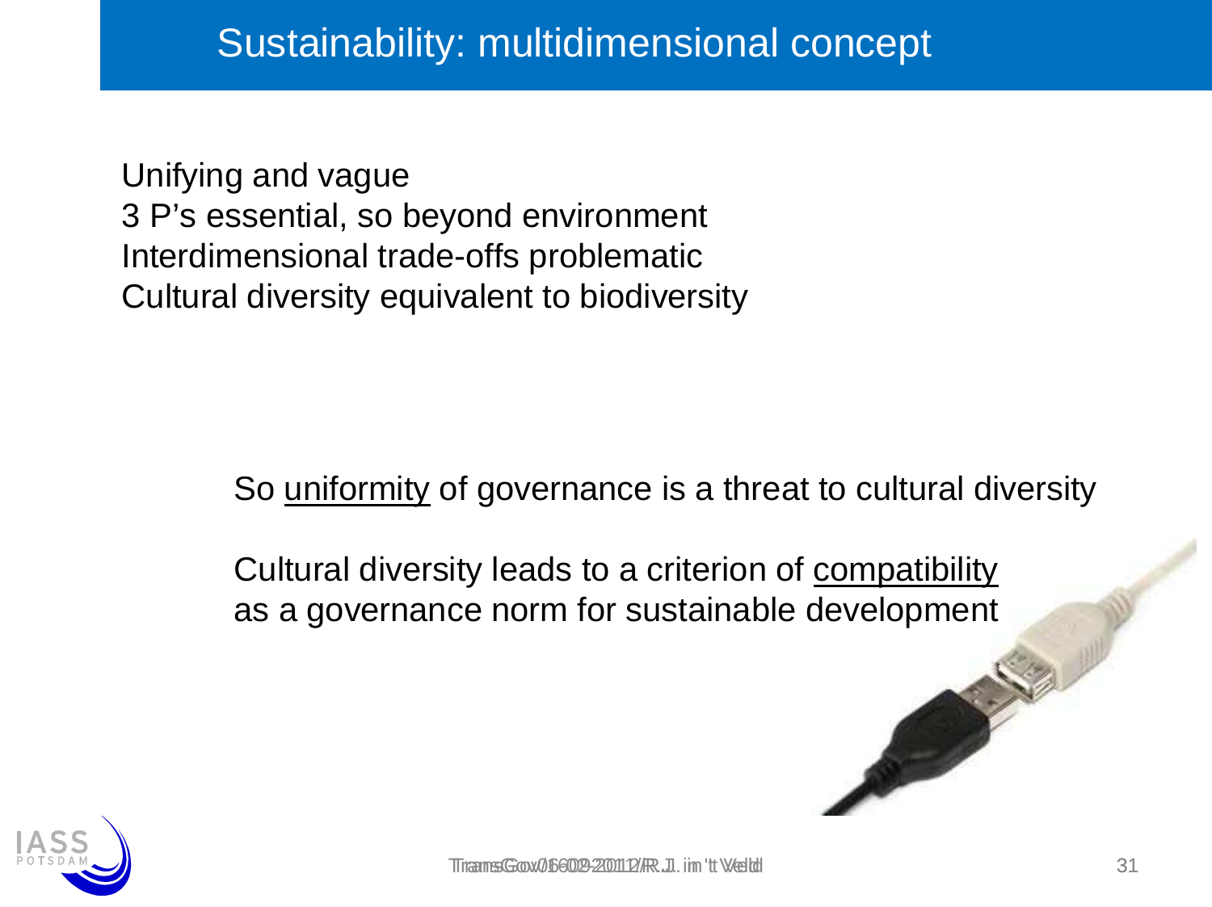# Sustainability: multidimensional concept

Unifying and vague
3 P's essential, so beyond environment
Interdimensional trade-offs problematic
Cultural diversity equivalent to biodiversity

So uniformity of governance is a threat to cultural diversity

Cultural diversity leads to a criterion of compatibility as a governance norm for sustainable development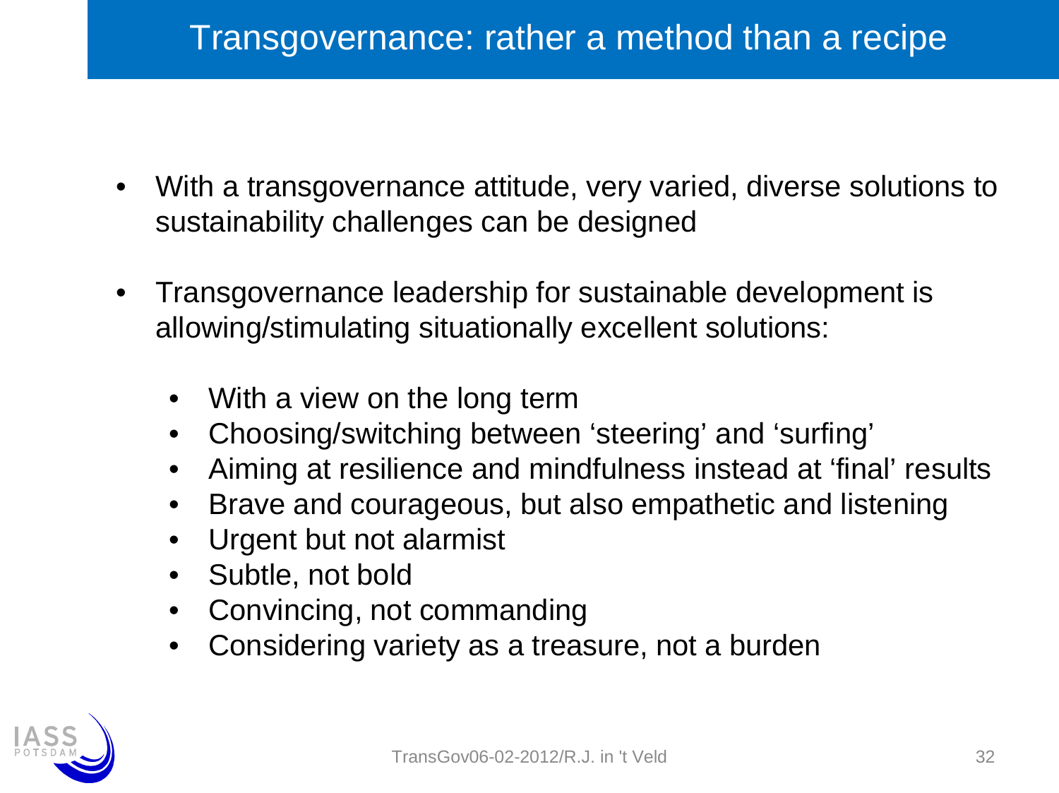# Transgovernance: rather a method than a recipe

- With a transgovernance attitude, very varied, diverse solutions to sustainability challenges can be designed
- Transgovernance leadership for sustainable development is allowing/stimulating situationally excellent solutions:
  - With a view on the long term
  - Choosing/switching between ‘steering’ and ‘surfing’
  - Aiming at resilience and mindfulness instead at ‘final’ results
  - Brave and courageous, but also empathetic and listening
  - Urgent but not alarmist
  - Subtle, not bold
  - Convincing, not commanding
  - Considering variety as a treasure, not a burden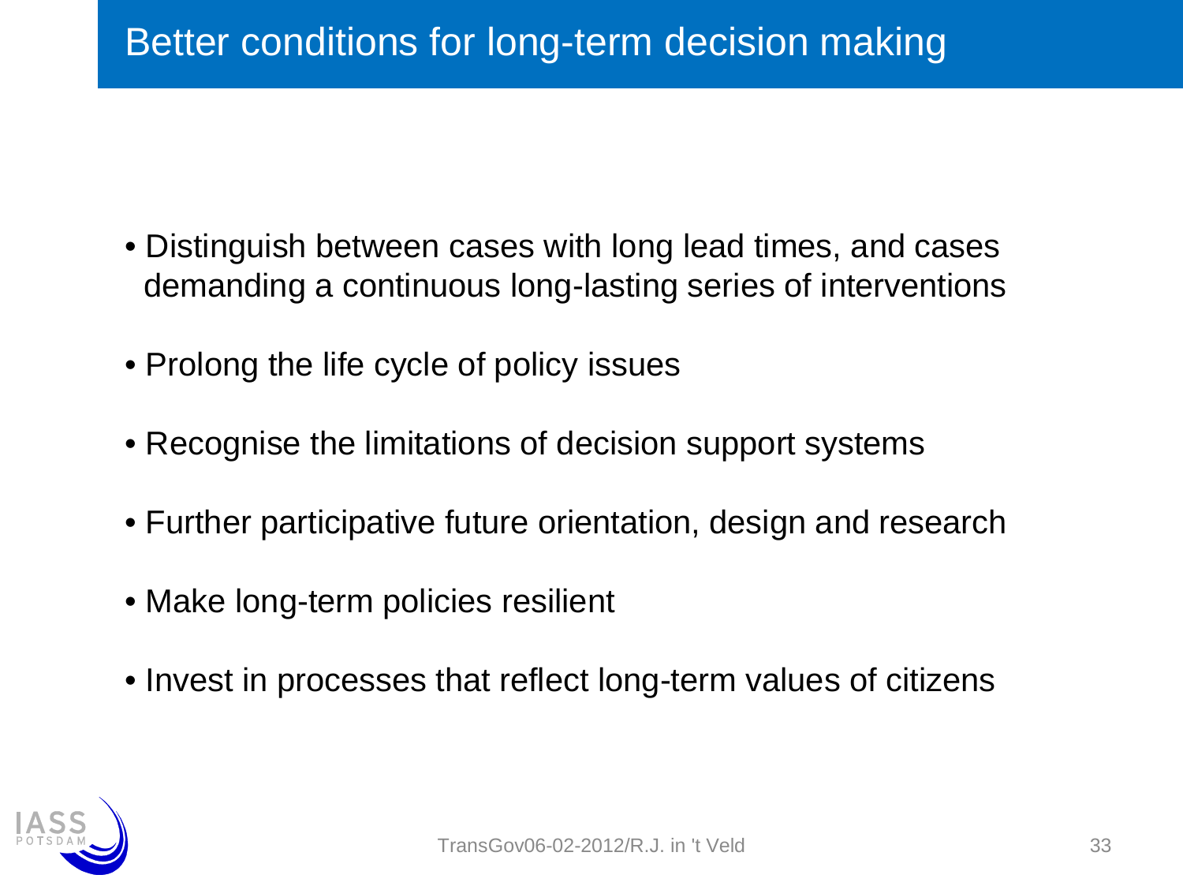# Better conditions for long-term decision making

- Distinguish between cases with long lead times, and cases demanding a continuous long-lasting series of interventions
- Prolong the life cycle of policy issues
- Recognise the limitations of decision support systems
- Further participative future orientation, design and research
- Make long-term policies resilient
- Invest in processes that reflect long-term values of citizens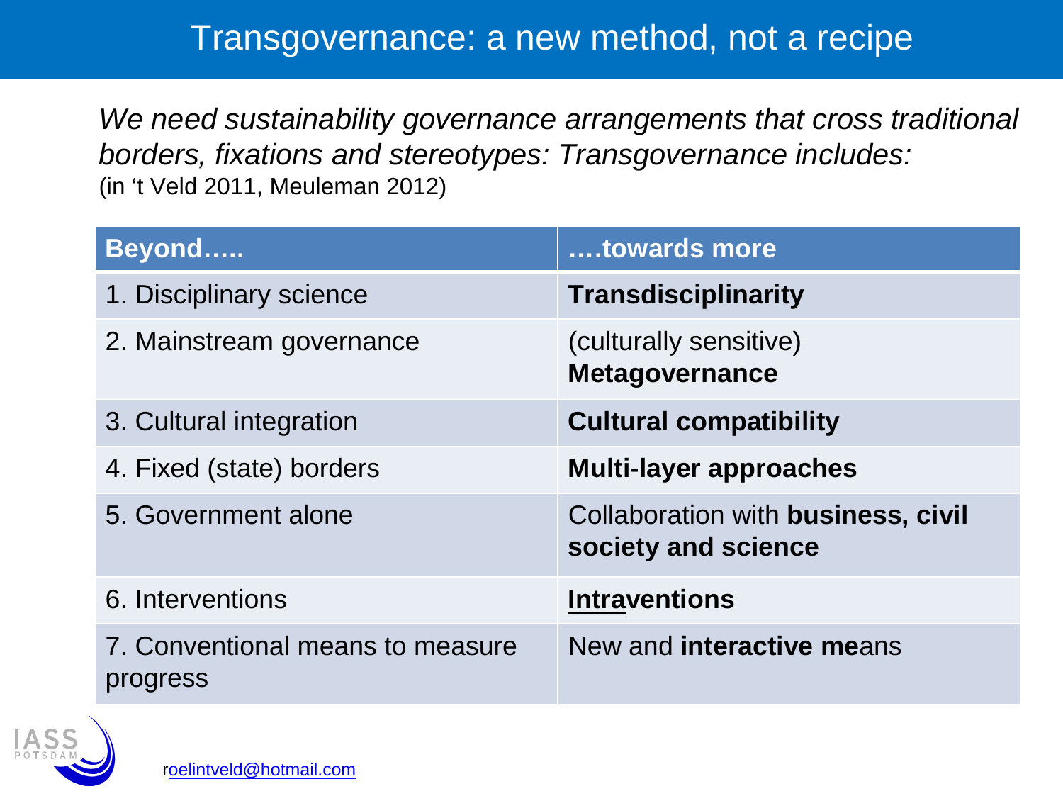# Transgovernance: a new method, not a recipe

*We need sustainability governance arrangements that cross traditional borders, fixations and stereotypes: Transgovernance includes:*
(in 't Veld 2011, Meuleman 2012)

| Beyond….. | ….towards more |
|---|---|
| 1. Disciplinary science | **Transdisciplinarity** |
| 2. Mainstream governance | (culturally sensitive) **Metagovernance** |
| 3. Cultural integration | **Cultural compatibility** |
| 4. Fixed (state) borders | **Multi-layer approaches** |
| 5. Government alone | Collaboration with **business, civil society and science** |
| 6. Interventions | **Intraventions** |
| 7. Conventional means to measure progress | New and **interactive me**ans |

roelintveld@hotmail.com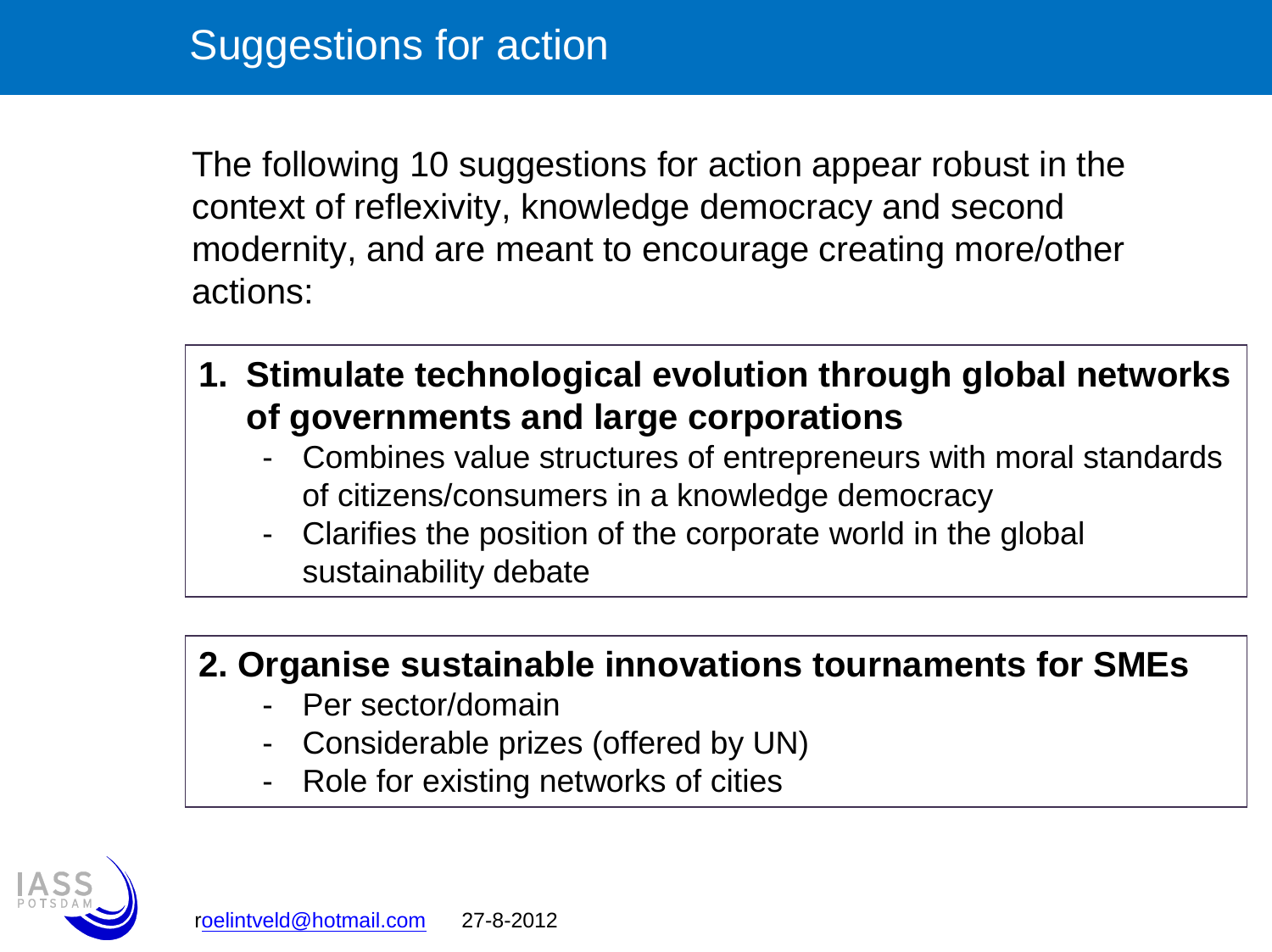# Suggestions for action

The following 10 suggestions for action appear robust in the context of reflexivity, knowledge democracy and second modernity, and are meant to encourage creating more/other actions:

**1. Stimulate technological evolution through global networks of governments and large corporations**

- Combines value structures of entrepreneurs with moral standards of citizens/consumers in a knowledge democracy
- Clarifies the position of the corporate world in the global sustainability debate

**2. Organise sustainable innovations tournaments for SMEs**

- Per sector/domain
- Considerable prizes (offered by UN)
- Role for existing networks of cities

roelintveld@hotmail.com 27-8-2012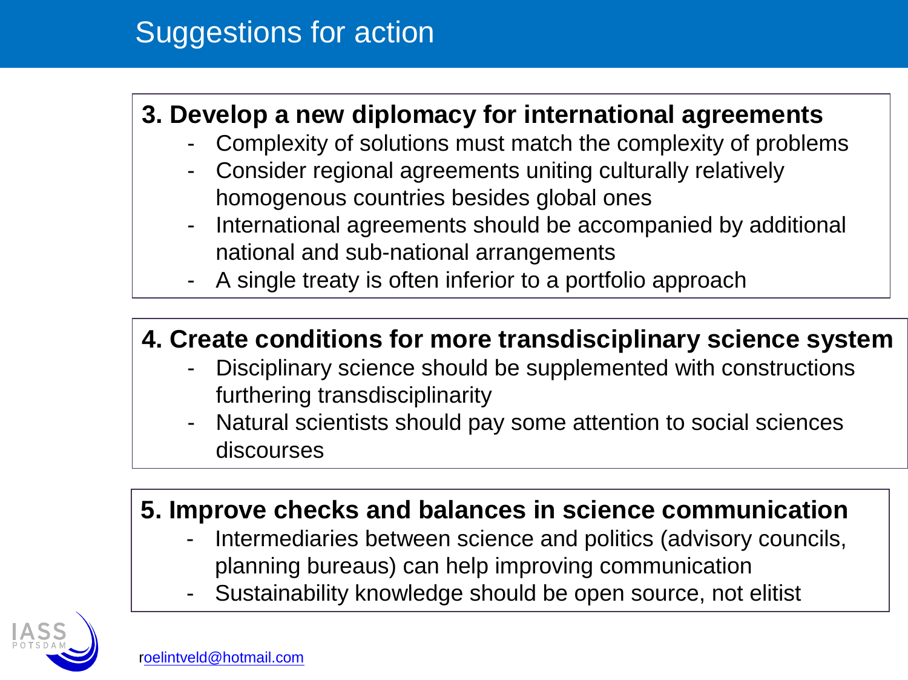# Suggestions for action

### 3. Develop a new diplomacy for international agreements

- Complexity of solutions must match the complexity of problems
- Consider regional agreements uniting culturally relatively homogenous countries besides global ones
- International agreements should be accompanied by additional national and sub-national arrangements
- A single treaty is often inferior to a portfolio approach

### 4. Create conditions for more transdisciplinary science system

- Disciplinary science should be supplemented with constructions furthering transdisciplinarity
- Natural scientists should pay some attention to social sciences discourses

### 5. Improve checks and balances in science communication

- Intermediaries between science and politics (advisory councils, planning bureaus) can help improving communication
- Sustainability knowledge should be open source, not elitist

IASS POTSDAM

roelintveld@hotmail.com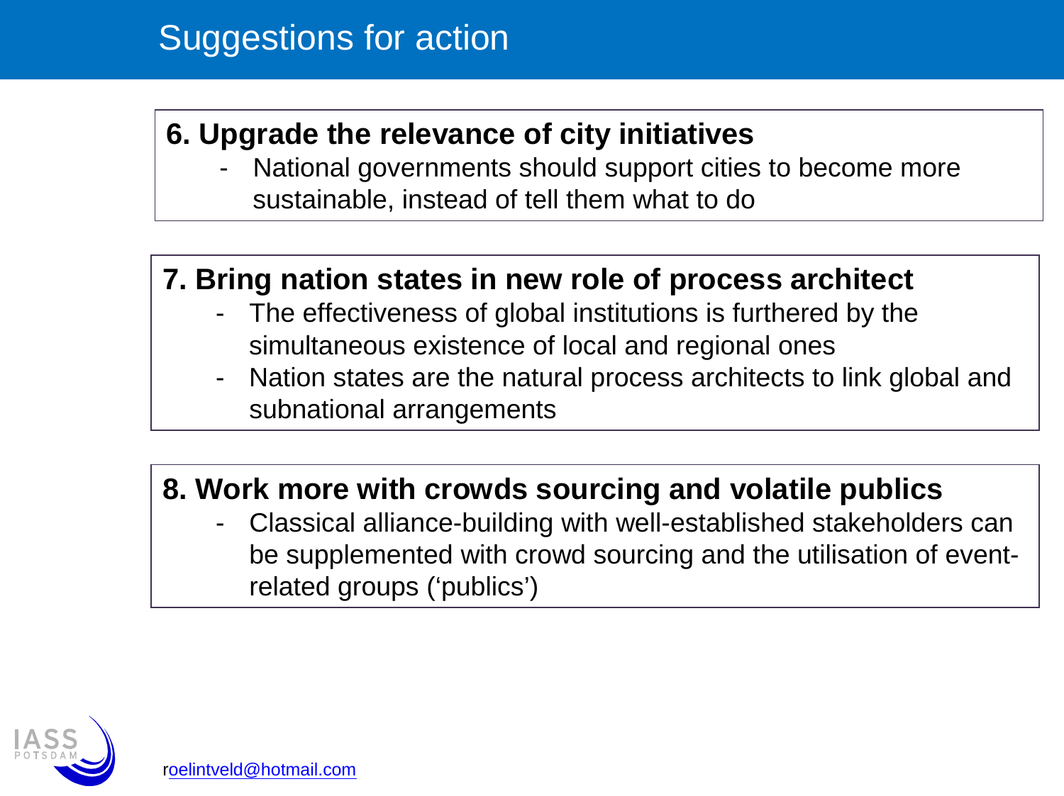# Suggestions for action

## 6. Upgrade the relevance of city initiatives

- National governments should support cities to become more sustainable, instead of tell them what to do

## 7. Bring nation states in new role of process architect

- The effectiveness of global institutions is furthered by the simultaneous existence of local and regional ones
- Nation states are the natural process architects to link global and subnational arrangements

## 8. Work more with crowds sourcing and volatile publics

- Classical alliance-building with well-established stakeholders can be supplemented with crowd sourcing and the utilisation of event-related groups ('publics')

roelintveld@hotmail.com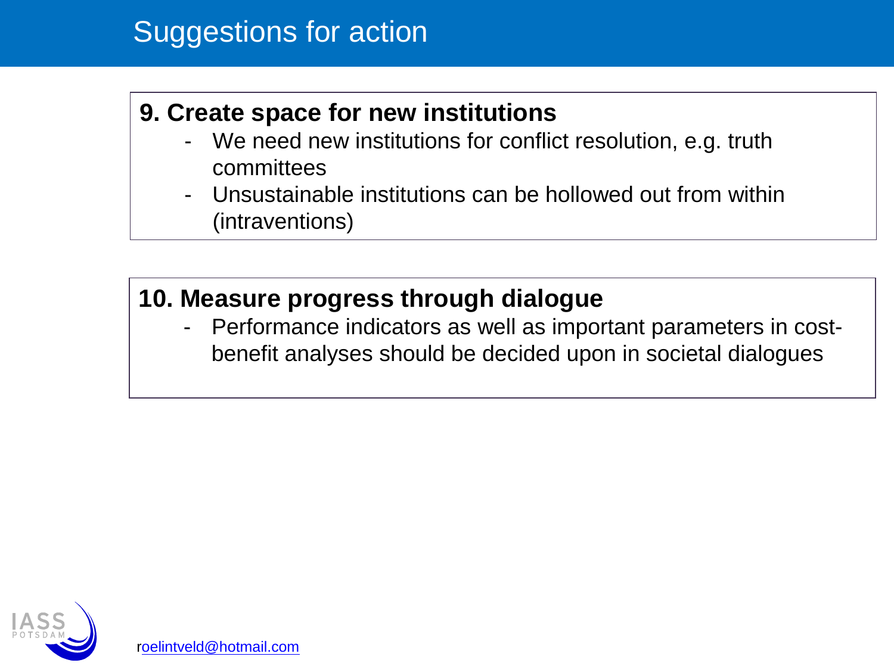# Suggestions for action

## 9. Create space for new institutions

- We need new institutions for conflict resolution, e.g. truth committees
- Unsustainable institutions can be hollowed out from within (intraventions)

## 10. Measure progress through dialogue

- Performance indicators as well as important parameters in cost-benefit analyses should be decided upon in societal dialogues

roelintveld@hotmail.com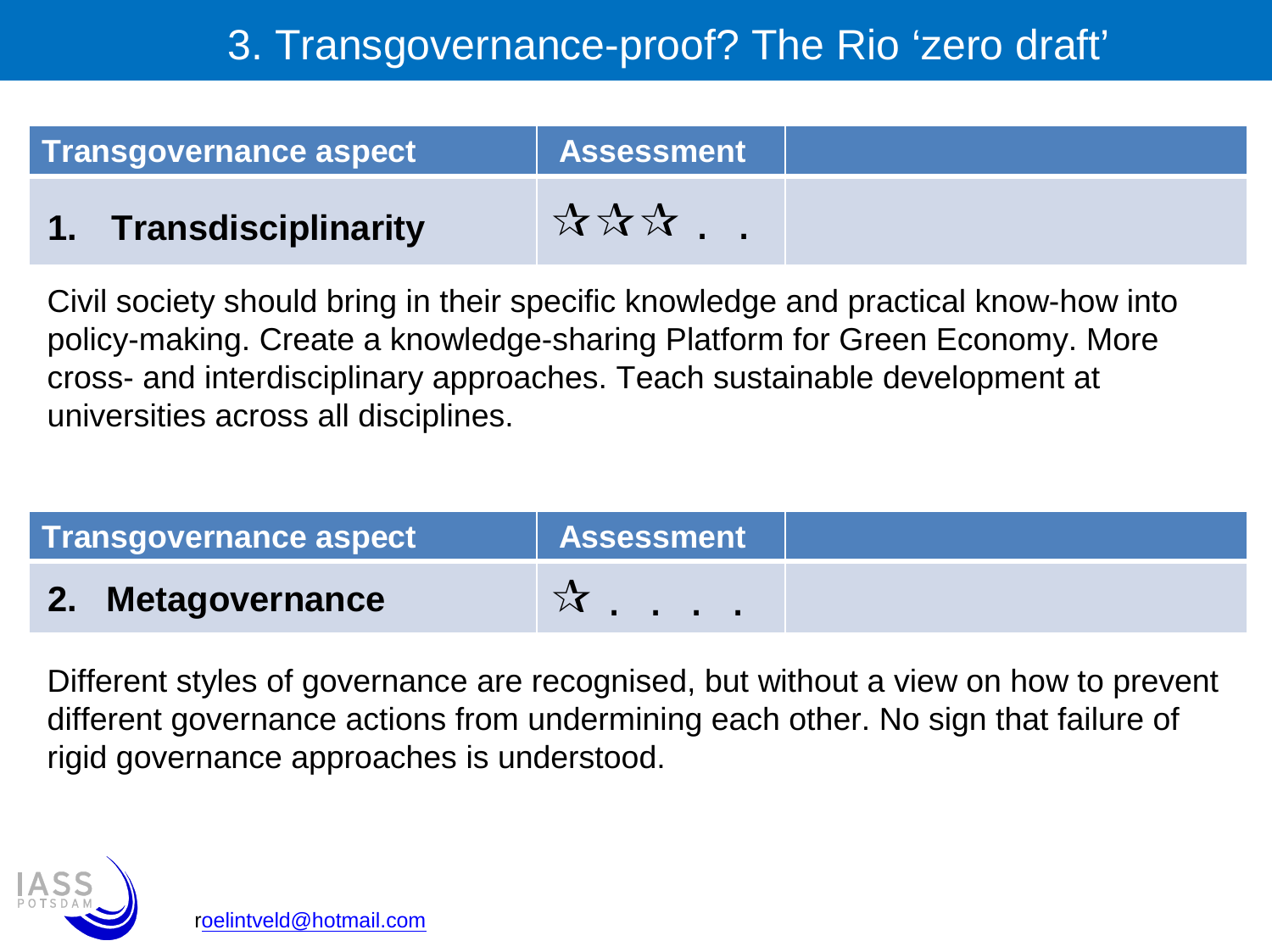# 3. Transgovernance-proof? The Rio 'zero draft'

| Transgovernance aspect | Assessment | |
|---|---|---|
| **1. Transdisciplinarity** | ☆☆☆ . . | |

Civil society should bring in their specific knowledge and practical know-how into policy-making. Create a knowledge-sharing Platform for Green Economy. More cross- and interdisciplinary approaches. Teach sustainable development at universities across all disciplines.

| Transgovernance aspect | Assessment | |
|---|---|---|
| **2. Metagovernance** | ☆ . . . . | |

Different styles of governance are recognised, but without a view on how to prevent different governance actions from undermining each other. No sign that failure of rigid governance approaches is understood.

IASS POTSDAM

roelintveld@hotmail.com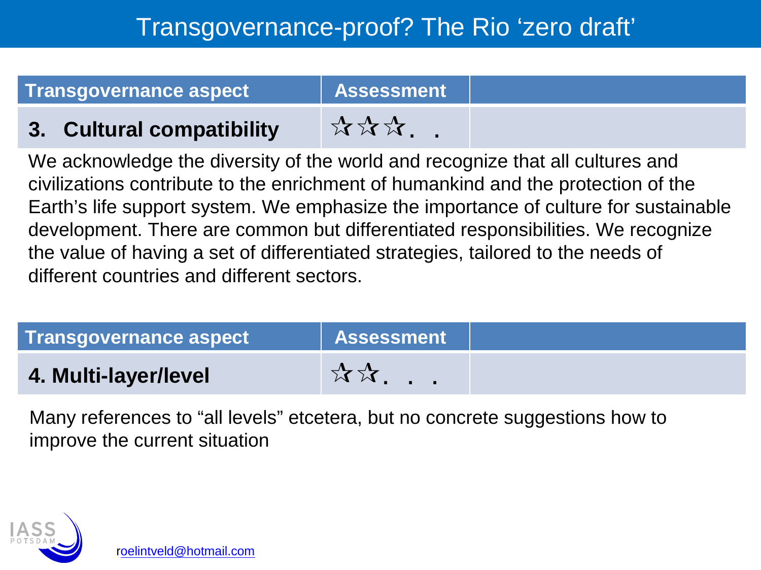# Transgovernance-proof? The Rio 'zero draft'

| Transgovernance aspect | Assessment | |
|---|---|---|
| **3. Cultural compatibility** | ☆☆☆. . | |

We acknowledge the diversity of the world and recognize that all cultures and civilizations contribute to the enrichment of humankind and the protection of the Earth's life support system. We emphasize the importance of culture for sustainable development. There are common but differentiated responsibilities. We recognize the value of having a set of differentiated strategies, tailored to the needs of different countries and different sectors.

| Transgovernance aspect | Assessment | |
|---|---|---|
| **4. Multi-layer/level** | ☆☆. . . | |

Many references to "all levels" etcetera, but no concrete suggestions how to improve the current situation

roelintveld@hotmail.com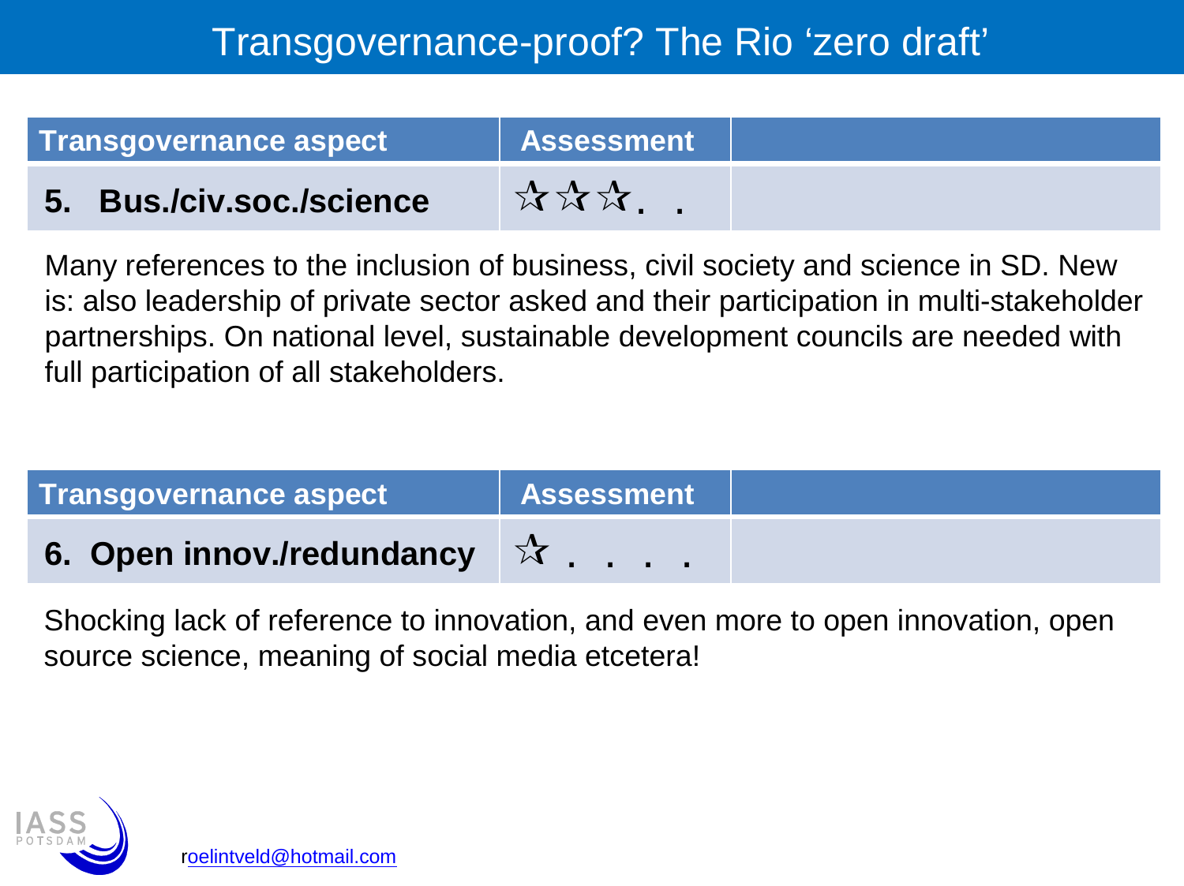# Transgovernance-proof? The Rio ‘zero draft’

| Transgovernance aspect | Assessment | |
|---|---|---|
| **5. Bus./civ.soc./science** | ☆☆☆. . | |

Many references to the inclusion of business, civil society and science in SD. New is: also leadership of private sector asked and their participation in multi-stakeholder partnerships. On national level, sustainable development councils are needed with full participation of all stakeholders.

| Transgovernance aspect | Assessment | |
|---|---|---|
| **6. Open innov./redundancy** | ☆ . . . . | |

Shocking lack of reference to innovation, and even more to open innovation, open source science, meaning of social media etcetera!

roelintveld@hotmail.com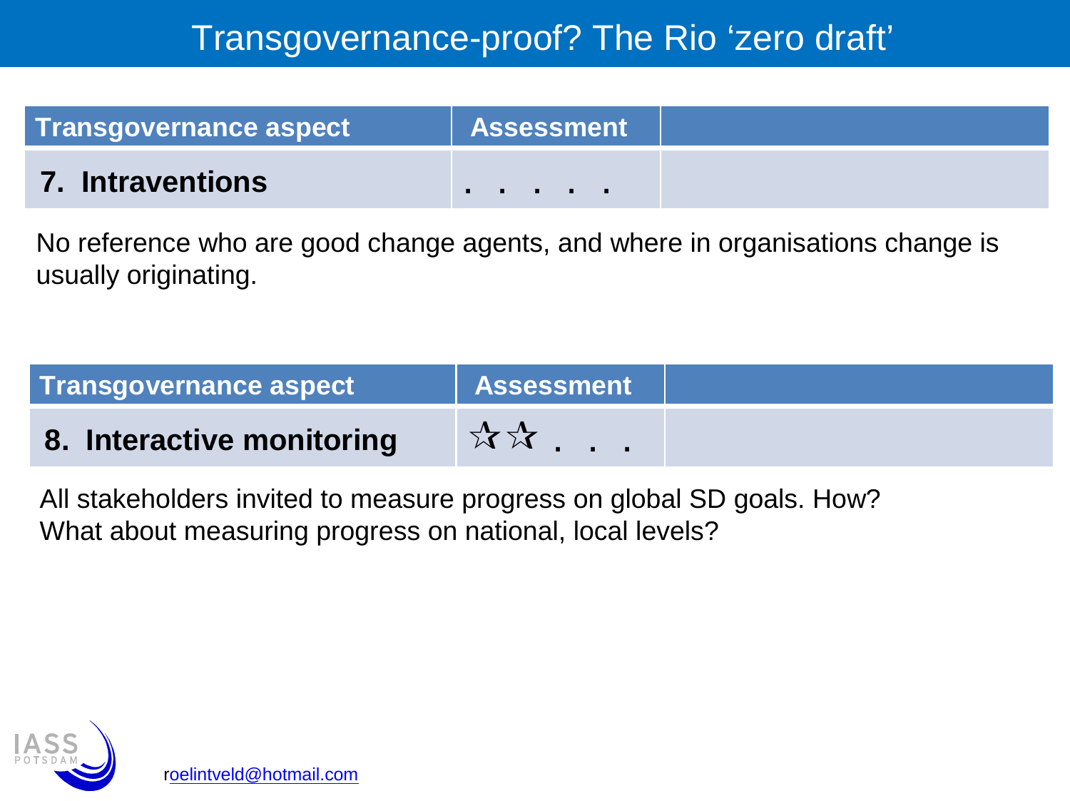# Transgovernance-proof? The Rio 'zero draft'

| Transgovernance aspect | Assessment | |
|---|---|---|
| **7. Intraventions** | . . . . . | |

No reference who are good change agents, and where in organisations change is usually originating.

| Transgovernance aspect | Assessment | |
|---|---|---|
| **8. Interactive monitoring** | ☆☆ . . . | |

All stakeholders invited to measure progress on global SD goals. How?
What about measuring progress on national, local levels?

roelintveld@hotmail.com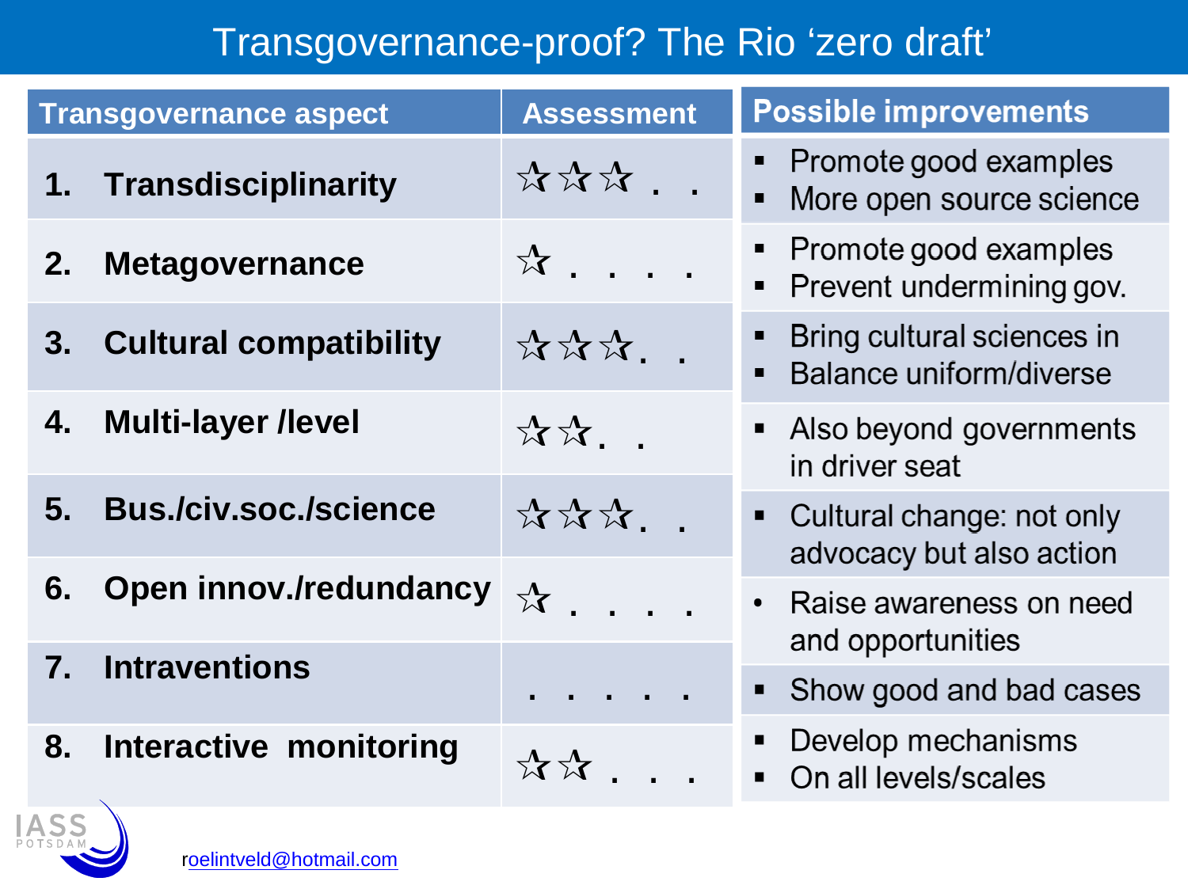# Transgovernance-proof? The Rio 'zero draft'

| Transgovernance aspect | Assessment | Possible improvements |
|---|---|---|
| 1. Transdisciplinarity | ☆☆☆ . . | ▪ Promote good examples<br>▪ More open source science |
| 2. Metagovernance | ☆ . . . . | ▪ Promote good examples<br>▪ Prevent undermining gov. |
| 3. Cultural compatibility | ☆☆☆ . . | ▪ Bring cultural sciences in<br>▪ Balance uniform/diverse |
| 4. Multi-layer /level | ☆☆ . . | ▪ Also beyond governments in driver seat |
| 5. Bus./civ.soc./science | ☆☆☆ . . | ▪ Cultural change: not only advocacy but also action |
| 6. Open innov./redundancy | ☆ . . . . | • Raise awareness on need and opportunities |
| 7. Intraventions | . . . . . | ▪ Show good and bad cases |
| 8. Interactive monitoring | ☆☆ . . . | ▪ Develop mechanisms<br>▪ On all levels/scales |

roelintveld@hotmail.com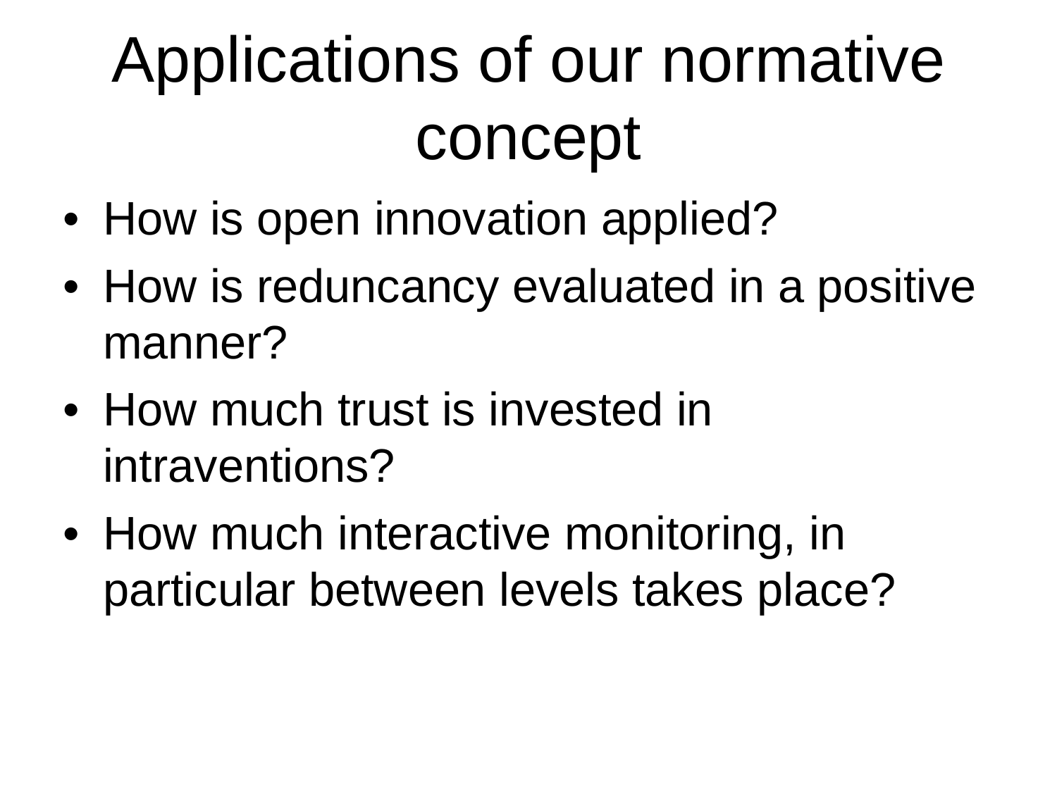# Applications of our normative concept

- How is open innovation applied?
- How is reduncancy evaluated in a positive manner?
- How much trust is invested in intraventions?
- How much interactive monitoring, in particular between levels takes place?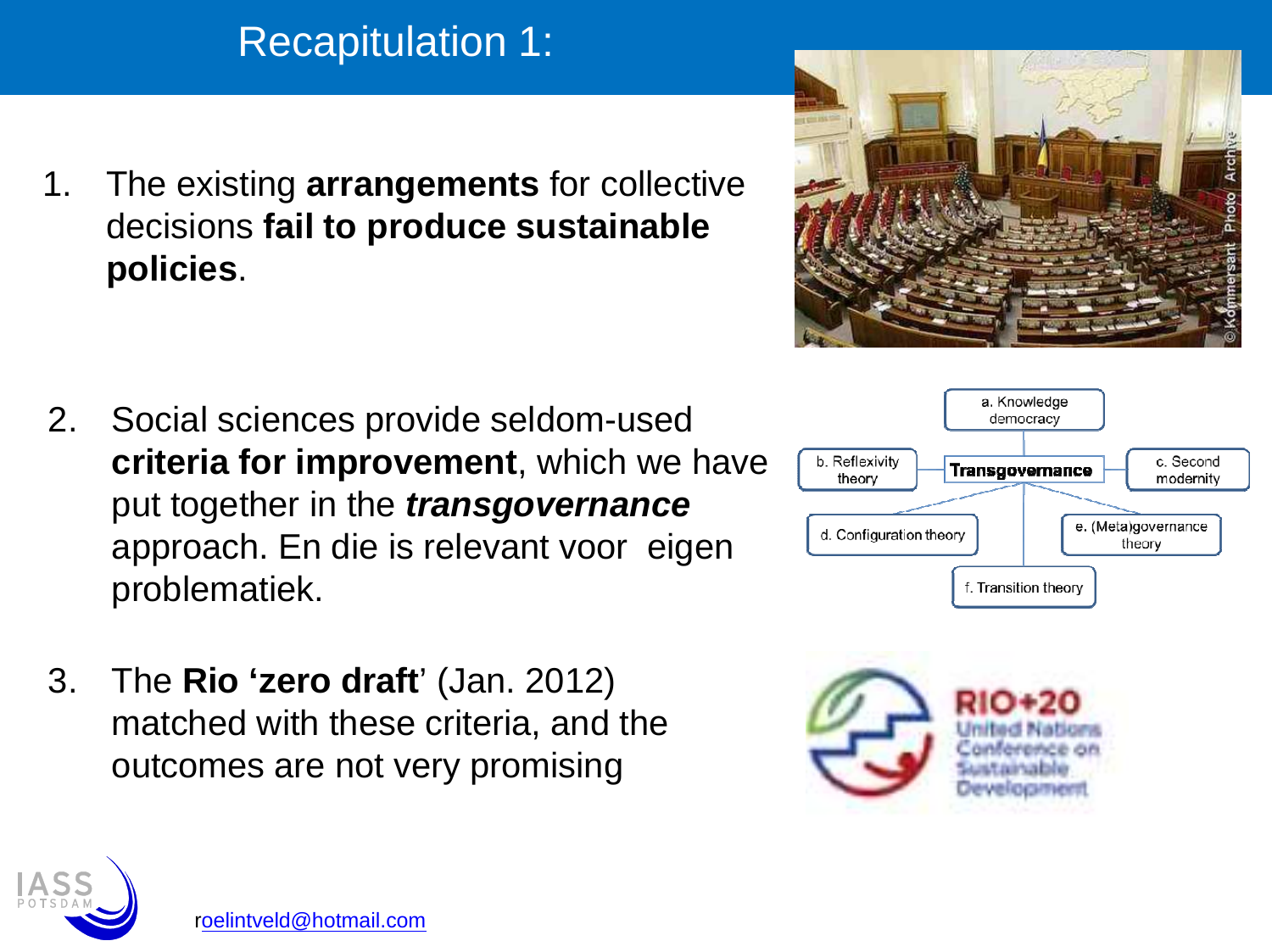# Recapitulation 1:

1. The existing **arrangements** for collective decisions **fail to produce sustainable policies**.

2. Social sciences provide seldom-used **criteria for improvement**, which we have put together in the ***transgovernance*** approach. En die is relevant voor eigen problematiek.

3. The **Rio 'zero draft'** (Jan. 2012) matched with these criteria, and the outcomes are not very promising

a. Knowledge democracy

b. Reflexivity theory

**Transgovernance**

c. Second modernity

d. Configuration theory

e. (Meta)governance theory

f. Transition theory

RIO+20 United Nations Conference on Sustainable Development

roelintveld@hotmail.com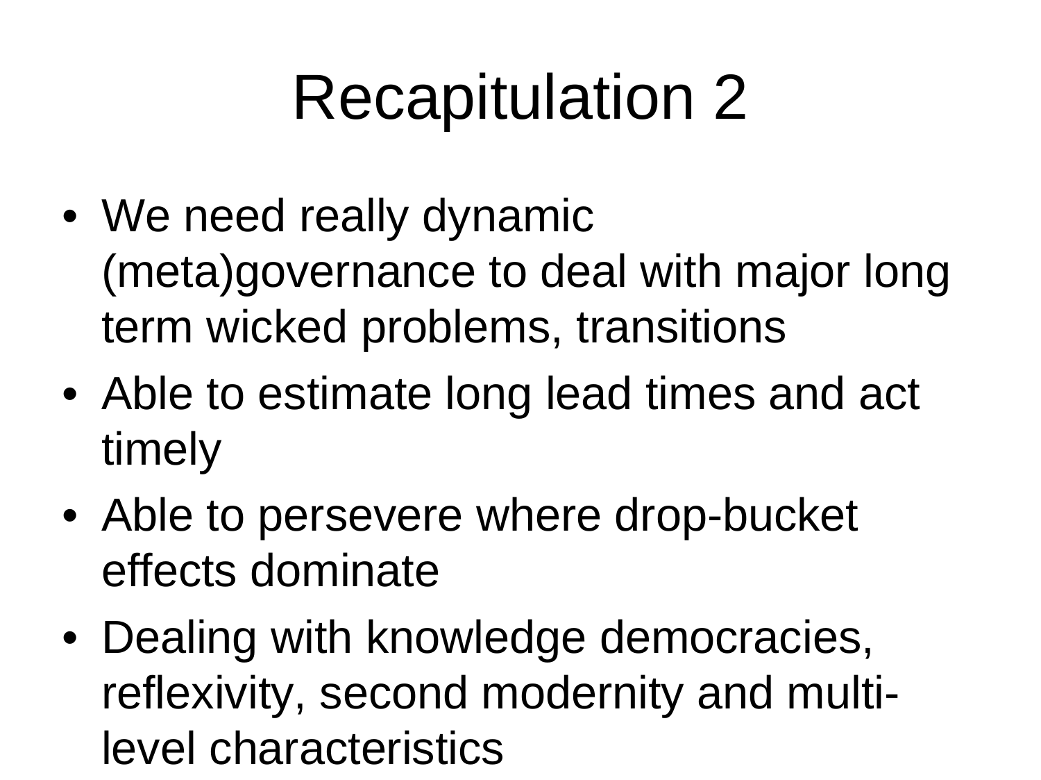# Recapitulation 2

- We need really dynamic (meta)governance to deal with major long term wicked problems, transitions
- Able to estimate long lead times and act timely
- Able to persevere where drop-bucket effects dominate
- Dealing with knowledge democracies, reflexivity, second modernity and multi-level characteristics